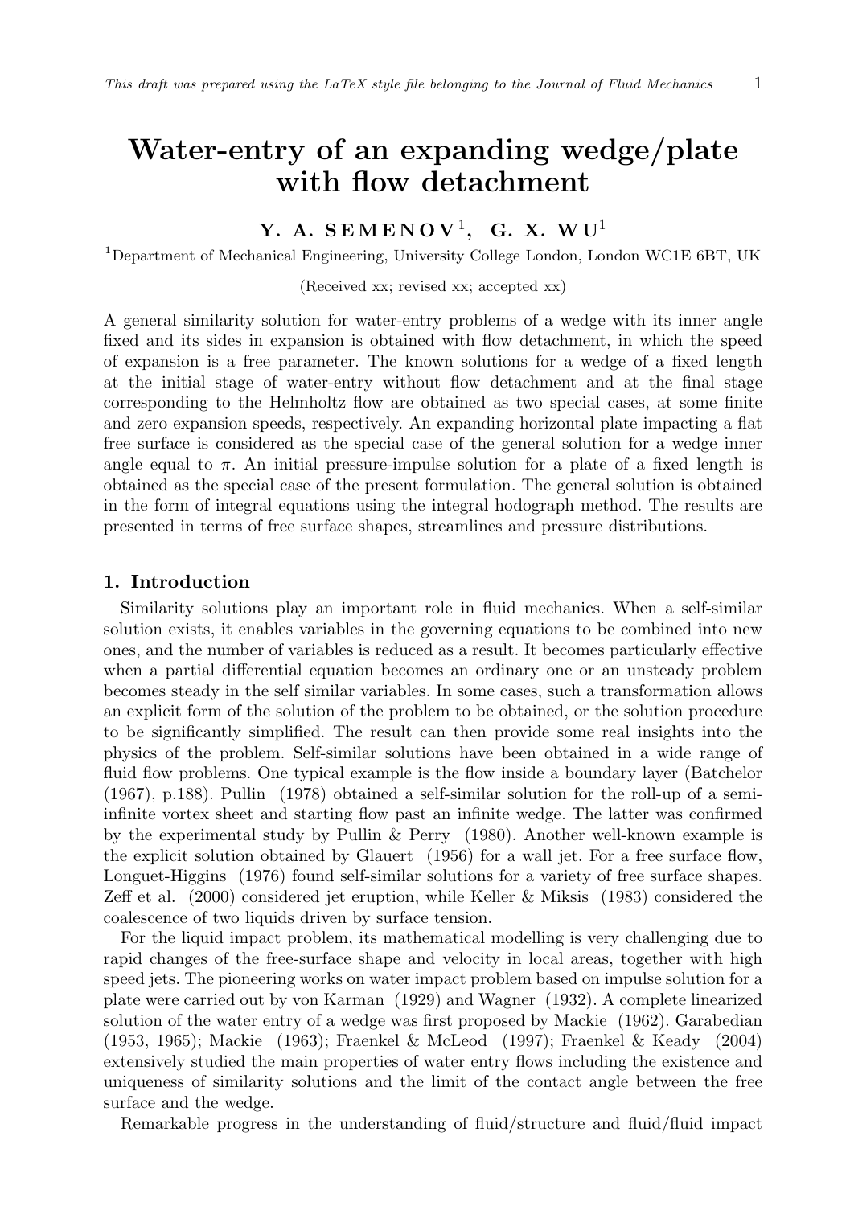# Water-entry of an expanding wedge/plate with flow detachment

**Y. A. SEMENOV**[1]**, G. X. WU**[1]

[1]Department of Mechanical Engineering, University College London, London WC1E 6BT, UK

(Received xx; revised xx; accepted xx)

A general similarity solution for water-entry problems of a wedge with its inner angle fixed and its sides in expansion is obtained with flow detachment, in which the speed of expansion is a free parameter. The known solutions for a wedge of a fixed length at the initial stage of water-entry without flow detachment and at the final stage corresponding to the Helmholtz flow are obtained as two special cases, at some finite and zero expansion speeds, respectively. An expanding horizontal plate impacting a flat free surface is considered as the special case of the general solution for a wedge inner angle equal to $\pi$. An initial pressure-impulse solution for a plate of a fixed length is obtained as the special case of the present formulation. The general solution is obtained in the form of integral equations using the integral hodograph method. The results are presented in terms of free surface shapes, streamlines and pressure distributions.

## 1. Introduction

Similarity solutions play an important role in fluid mechanics. When a self-similar solution exists, it enables variables in the governing equations to be combined into new ones, and the number of variables is reduced as a result. It becomes particularly effective when a partial differential equation becomes an ordinary one or an unsteady problem becomes steady in the self similar variables. In some cases, such a transformation allows an explicit form of the solution of the problem to be obtained, or the solution procedure to be significantly simplified. The result can then provide some real insights into the physics of the problem. Self-similar solutions have been obtained in a wide range of fluid flow problems. One typical example is the flow inside a boundary layer (Batchelor (1967), p.188). Pullin (1978) obtained a self-similar solution for the roll-up of a semi-infinite vortex sheet and starting flow past an infinite wedge. The latter was confirmed by the experimental study by Pullin & Perry (1980). Another well-known example is the explicit solution obtained by Glauert (1956) for a wall jet. For a free surface flow, Longuet-Higgins (1976) found self-similar solutions for a variety of free surface shapes. Zeff et al. (2000) considered jet eruption, while Keller & Miksis (1983) considered the coalescence of two liquids driven by surface tension.

For the liquid impact problem, its mathematical modelling is very challenging due to rapid changes of the free-surface shape and velocity in local areas, together with high speed jets. The pioneering works on water impact problem based on impulse solution for a plate were carried out by von Karman (1929) and Wagner (1932). A complete linearized solution of the water entry of a wedge was first proposed by Mackie (1962). Garabedian (1953, 1965); Mackie (1963); Fraenkel & McLeod (1997); Fraenkel & Keady (2004) extensively studied the main properties of water entry flows including the existence and uniqueness of similarity solutions and the limit of the contact angle between the free surface and the wedge.

Remarkable progress in the understanding of fluid/structure and fluid/fluid impact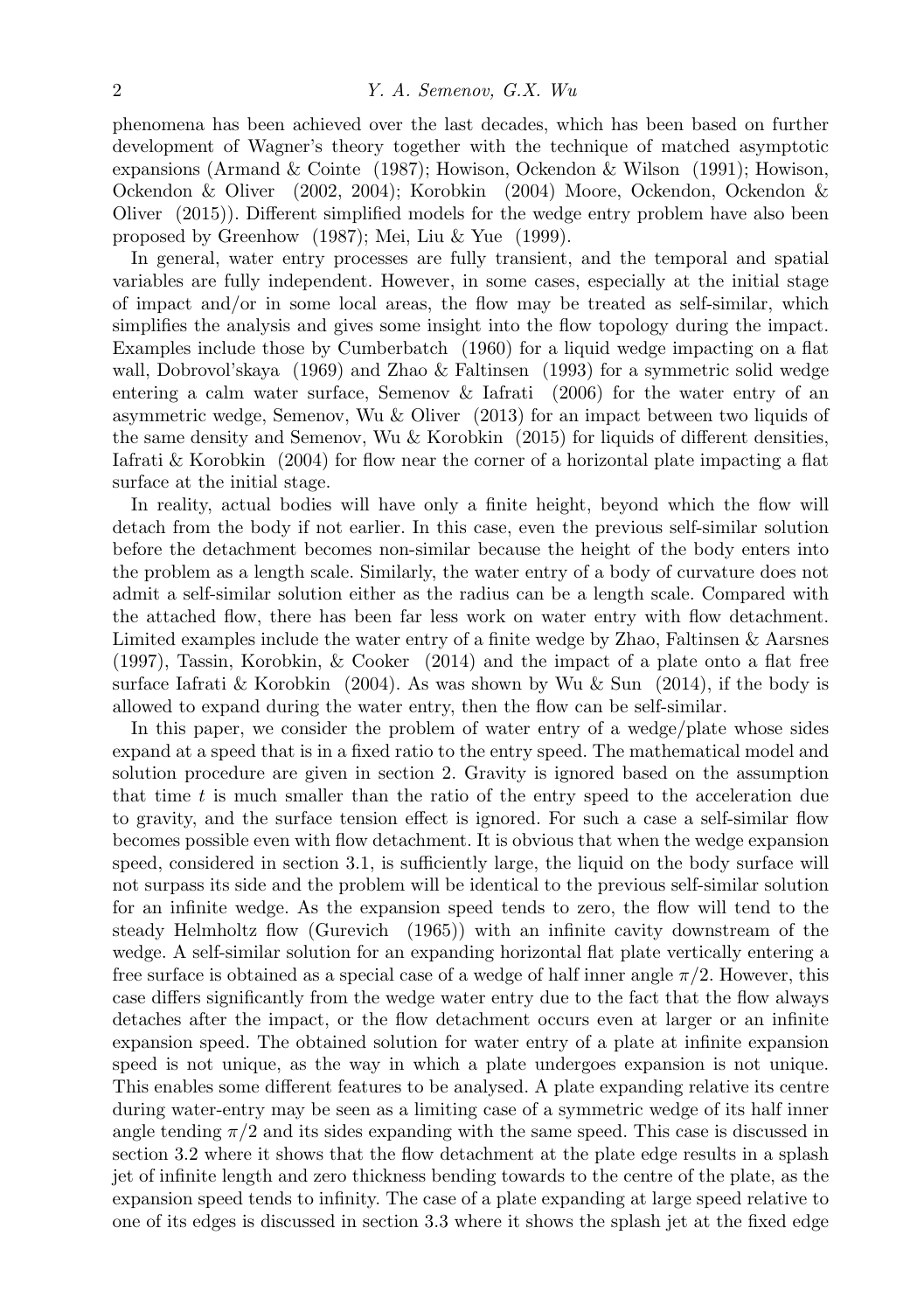phenomena has been achieved over the last decades, which has been based on further development of Wagner's theory together with the technique of matched asymptotic expansions (Armand & Cointe (1987); Howison, Ockendon & Wilson (1991); Howison, Ockendon & Oliver (2002, 2004); Korobkin (2004) Moore, Ockendon, Ockendon & Oliver (2015)). Different simplified models for the wedge entry problem have also been proposed by Greenhow (1987); Mei, Liu & Yue (1999).

In general, water entry processes are fully transient, and the temporal and spatial variables are fully independent. However, in some cases, especially at the initial stage of impact and/or in some local areas, the flow may be treated as self-similar, which simplifies the analysis and gives some insight into the flow topology during the impact. Examples include those by Cumberbatch (1960) for a liquid wedge impacting on a flat wall, Dobrovol'skaya (1969) and Zhao & Faltinsen (1993) for a symmetric solid wedge entering a calm water surface, Semenov & Iafrati (2006) for the water entry of an asymmetric wedge, Semenov, Wu & Oliver (2013) for an impact between two liquids of the same density and Semenov, Wu & Korobkin (2015) for liquids of different densities, Iafrati & Korobkin (2004) for flow near the corner of a horizontal plate impacting a flat surface at the initial stage.

In reality, actual bodies will have only a finite height, beyond which the flow will detach from the body if not earlier. In this case, even the previous self-similar solution before the detachment becomes non-similar because the height of the body enters into the problem as a length scale. Similarly, the water entry of a body of curvature does not admit a self-similar solution either as the radius can be a length scale. Compared with the attached flow, there has been far less work on water entry with flow detachment. Limited examples include the water entry of a finite wedge by Zhao, Faltinsen & Aarsnes (1997), Tassin, Korobkin, & Cooker (2014) and the impact of a plate onto a flat free surface Iafrati & Korobkin (2004). As was shown by Wu & Sun (2014), if the body is allowed to expand during the water entry, then the flow can be self-similar.

In this paper, we consider the problem of water entry of a wedge/plate whose sides expand at a speed that is in a fixed ratio to the entry speed. The mathematical model and solution procedure are given in section 2. Gravity is ignored based on the assumption that time $t$ is much smaller than the ratio of the entry speed to the acceleration due to gravity, and the surface tension effect is ignored. For such a case a self-similar flow becomes possible even with flow detachment. It is obvious that when the wedge expansion speed, considered in section 3.1, is sufficiently large, the liquid on the body surface will not surpass its side and the problem will be identical to the previous self-similar solution for an infinite wedge. As the expansion speed tends to zero, the flow will tend to the steady Helmholtz flow (Gurevich (1965)) with an infinite cavity downstream of the wedge. A self-similar solution for an expanding horizontal flat plate vertically entering a free surface is obtained as a special case of a wedge of half inner angle $\pi/2$. However, this case differs significantly from the wedge water entry due to the fact that the flow always detaches after the impact, or the flow detachment occurs even at larger or an infinite expansion speed. The obtained solution for water entry of a plate at infinite expansion speed is not unique, as the way in which a plate undergoes expansion is not unique. This enables some different features to be analysed. A plate expanding relative its centre during water-entry may be seen as a limiting case of a symmetric wedge of its half inner angle tending $\pi/2$ and its sides expanding with the same speed. This case is discussed in section 3.2 where it shows that the flow detachment at the plate edge results in a splash jet of infinite length and zero thickness bending towards to the centre of the plate, as the expansion speed tends to infinity. The case of a plate expanding at large speed relative to one of its edges is discussed in section 3.3 where it shows the splash jet at the fixed edge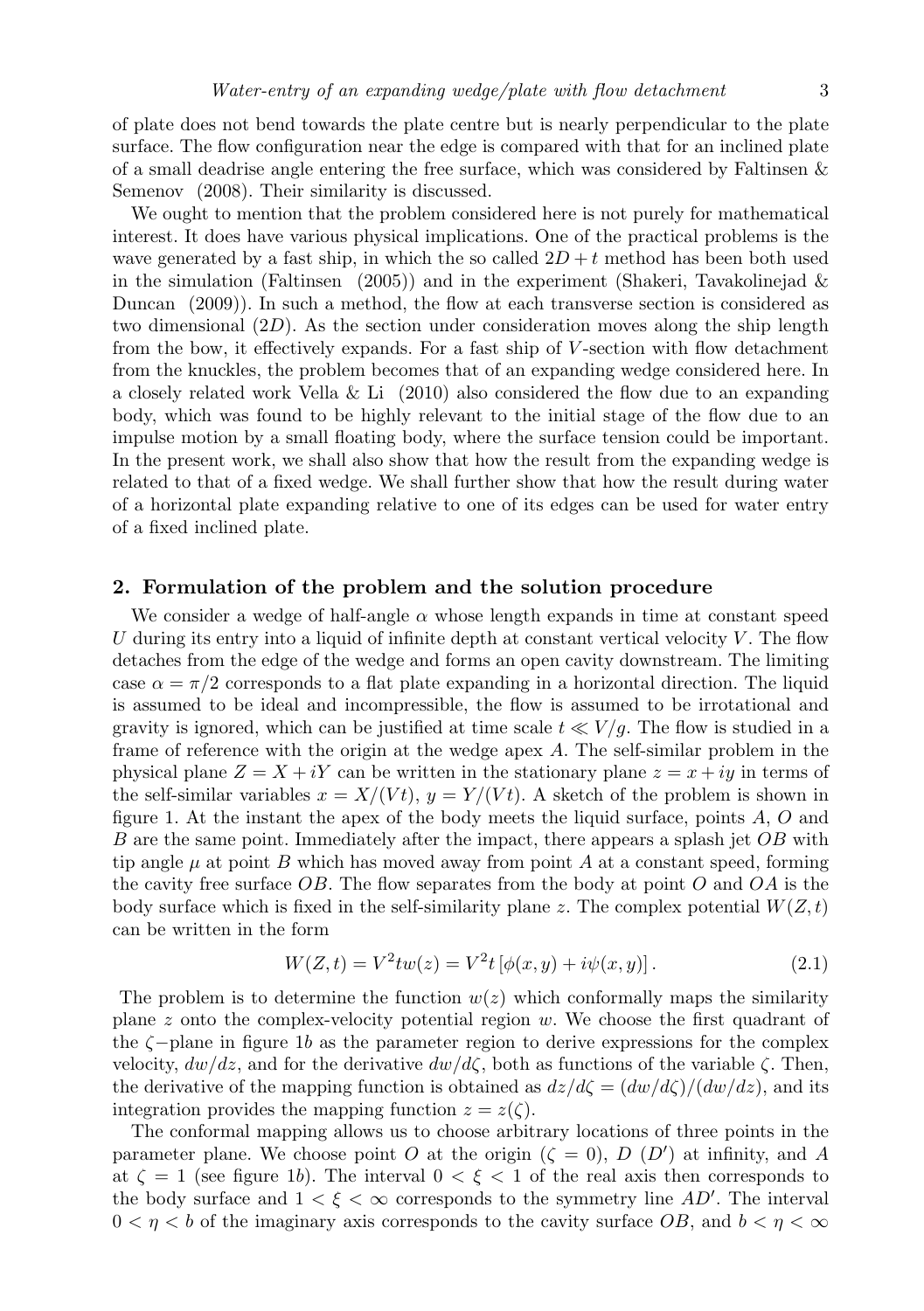of plate does not bend towards the plate centre but is nearly perpendicular to the plate surface. The flow configuration near the edge is compared with that for an inclined plate of a small deadrise angle entering the free surface, which was considered by Faltinsen & Semenov (2008). Their similarity is discussed.

We ought to mention that the problem considered here is not purely for mathematical interest. It does have various physical implications. One of the practical problems is the wave generated by a fast ship, in which the so called $2D + t$ method has been both used in the simulation (Faltinsen (2005)) and in the experiment (Shakeri, Tavakolinejad & Duncan (2009)). In such a method, the flow at each transverse section is considered as two dimensional ($2D$). As the section under consideration moves along the ship length from the bow, it effectively expands. For a fast ship of $V$-section with flow detachment from the knuckles, the problem becomes that of an expanding wedge considered here. In a closely related work Vella & Li (2010) also considered the flow due to an expanding body, which was found to be highly relevant to the initial stage of the flow due to an impulse motion by a small floating body, where the surface tension could be important. In the present work, we shall also show that how the result from the expanding wedge is related to that of a fixed wedge. We shall further show that how the result during water of a horizontal plate expanding relative to one of its edges can be used for water entry of a fixed inclined plate.

## 2. Formulation of the problem and the solution procedure

We consider a wedge of half-angle $\alpha$ whose length expands in time at constant speed $U$ during its entry into a liquid of infinite depth at constant vertical velocity $V$. The flow detaches from the edge of the wedge and forms an open cavity downstream. The limiting case $\alpha = \pi/2$ corresponds to a flat plate expanding in a horizontal direction. The liquid is assumed to be ideal and incompressible, the flow is assumed to be irrotational and gravity is ignored, which can be justified at time scale $t \ll V/g$. The flow is studied in a frame of reference with the origin at the wedge apex $A$. The self-similar problem in the physical plane $Z = X + iY$ can be written in the stationary plane $z = x + iy$ in terms of the self-similar variables $x = X/(Vt)$, $y = Y/(Vt)$. A sketch of the problem is shown in figure 1. At the instant the apex of the body meets the liquid surface, points $A$, $O$ and $B$ are the same point. Immediately after the impact, there appears a splash jet $OB$ with tip angle $\mu$ at point $B$ which has moved away from point $A$ at a constant speed, forming the cavity free surface $OB$. The flow separates from the body at point $O$ and $OA$ is the body surface which is fixed in the self-similarity plane $z$. The complex potential $W(Z,t)$ can be written in the form

$$W(Z,t) = V^2 t w(z) = V^2 t \left[\phi(x,y) + i\psi(x,y)\right]. \tag{2.1}$$

The problem is to determine the function $w(z)$ which conformally maps the similarity plane $z$ onto the complex-velocity potential region $w$. We choose the first quadrant of the $\zeta-$plane in figure 1$b$ as the parameter region to derive expressions for the complex velocity, $dw/dz$, and for the derivative $dw/d\zeta$, both as functions of the variable $\zeta$. Then, the derivative of the mapping function is obtained as $dz/d\zeta = (dw/d\zeta)/(dw/dz)$, and its integration provides the mapping function $z = z(\zeta)$.

The conformal mapping allows us to choose arbitrary locations of three points in the parameter plane. We choose point $O$ at the origin ($\zeta = 0$), $D$ ($D'$) at infinity, and $A$ at $\zeta = 1$ (see figure 1$b$). The interval $0 < \xi < 1$ of the real axis then corresponds to the body surface and $1 < \xi < \infty$ corresponds to the symmetry line $AD'$. The interval $0 < \eta < b$ of the imaginary axis corresponds to the cavity surface $OB$, and $b < \eta < \infty$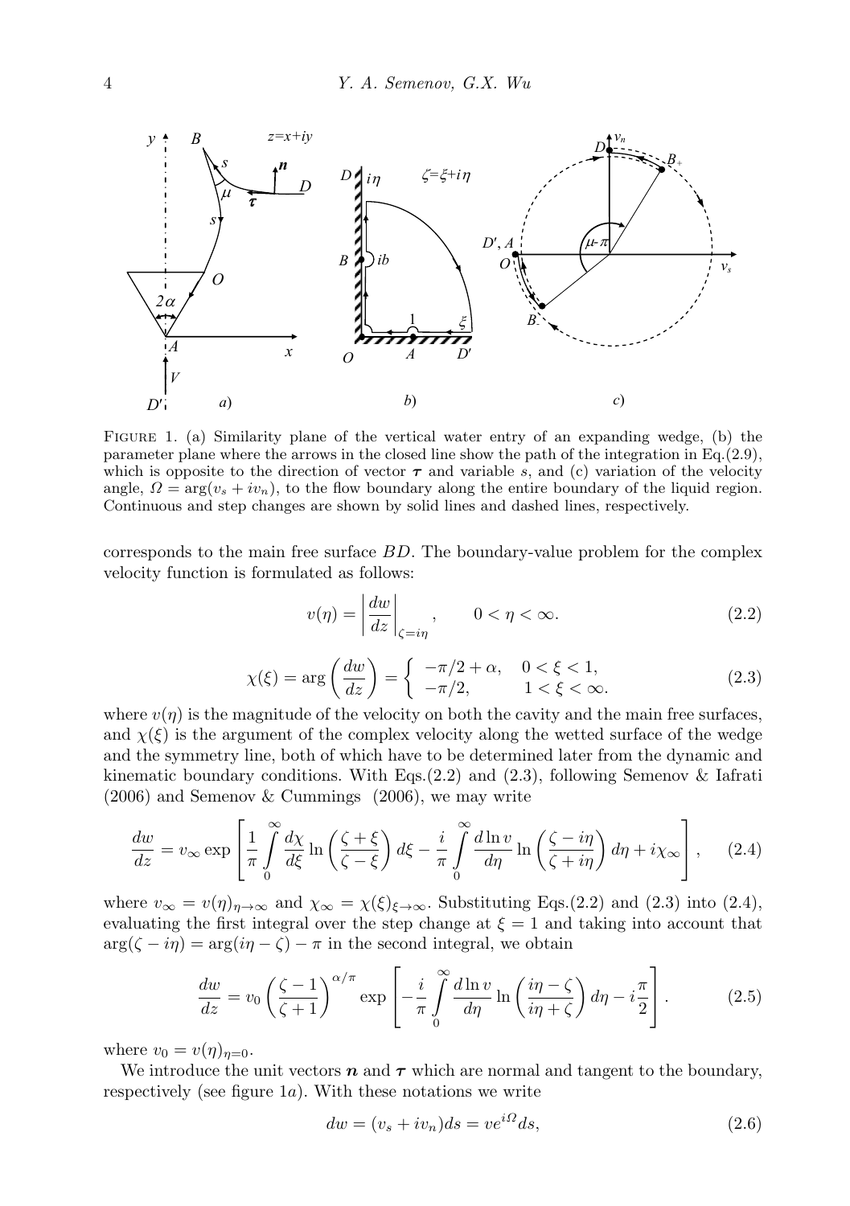FIGURE 1. (a) Similarity plane of the vertical water entry of an expanding wedge, (b) the parameter plane where the arrows in the closed line show the path of the integration in Eq.(2.9), which is opposite to the direction of vector $\boldsymbol{\tau}$ and variable $s$, and (c) variation of the velocity angle, $\Omega = \arg(v_s + iv_n)$, to the flow boundary along the entire boundary of the liquid region. Continuous and step changes are shown by solid lines and dashed lines, respectively.

corresponds to the main free surface $BD$. The boundary-value problem for the complex velocity function is formulated as follows:

$$v(\eta) = \left|\frac{dw}{dz}\right|_{\zeta=i\eta}, \qquad 0 < \eta < \infty. \tag{2.2}$$

$$\chi(\xi) = \arg\left(\frac{dw}{dz}\right) = \begin{cases} -\pi/2 + \alpha, & 0 < \xi < 1, \\ -\pi/2, & 1 < \xi < \infty. \end{cases} \tag{2.3}$$

where $v(\eta)$ is the magnitude of the velocity on both the cavity and the main free surfaces, and $\chi(\xi)$ is the argument of the complex velocity along the wetted surface of the wedge and the symmetry line, both of which have to be determined later from the dynamic and kinematic boundary conditions. With Eqs.(2.2) and (2.3), following Semenov & Iafrati (2006) and Semenov & Cummings (2006), we may write

$$\frac{dw}{dz} = v_\infty \exp\left[\frac{1}{\pi}\int_0^\infty \frac{d\chi}{d\xi}\ln\left(\frac{\zeta+\xi}{\zeta-\xi}\right)d\xi - \frac{i}{\pi}\int_0^\infty \frac{d\ln v}{d\eta}\ln\left(\frac{\zeta-i\eta}{\zeta+i\eta}\right)d\eta + i\chi_\infty\right], \tag{2.4}$$

where $v_\infty = v(\eta)_{\eta\to\infty}$ and $\chi_\infty = \chi(\xi)_{\xi\to\infty}$. Substituting Eqs.(2.2) and (2.3) into (2.4), evaluating the first integral over the step change at $\xi = 1$ and taking into account that $\arg(\zeta - i\eta) = \arg(i\eta - \zeta) - \pi$ in the second integral, we obtain

$$\frac{dw}{dz} = v_0\left(\frac{\zeta-1}{\zeta+1}\right)^{\alpha/\pi}\exp\left[-\frac{i}{\pi}\int_0^\infty \frac{d\ln v}{d\eta}\ln\left(\frac{i\eta-\zeta}{i\eta+\zeta}\right)d\eta - i\frac{\pi}{2}\right]. \tag{2.5}$$

where $v_0 = v(\eta)_{\eta=0}$.

We introduce the unit vectors $\boldsymbol{n}$ and $\boldsymbol{\tau}$ which are normal and tangent to the boundary, respectively (see figure 1$a$). With these notations we write

$$dw = (v_s + iv_n)ds = ve^{i\Omega}ds, \tag{2.6}$$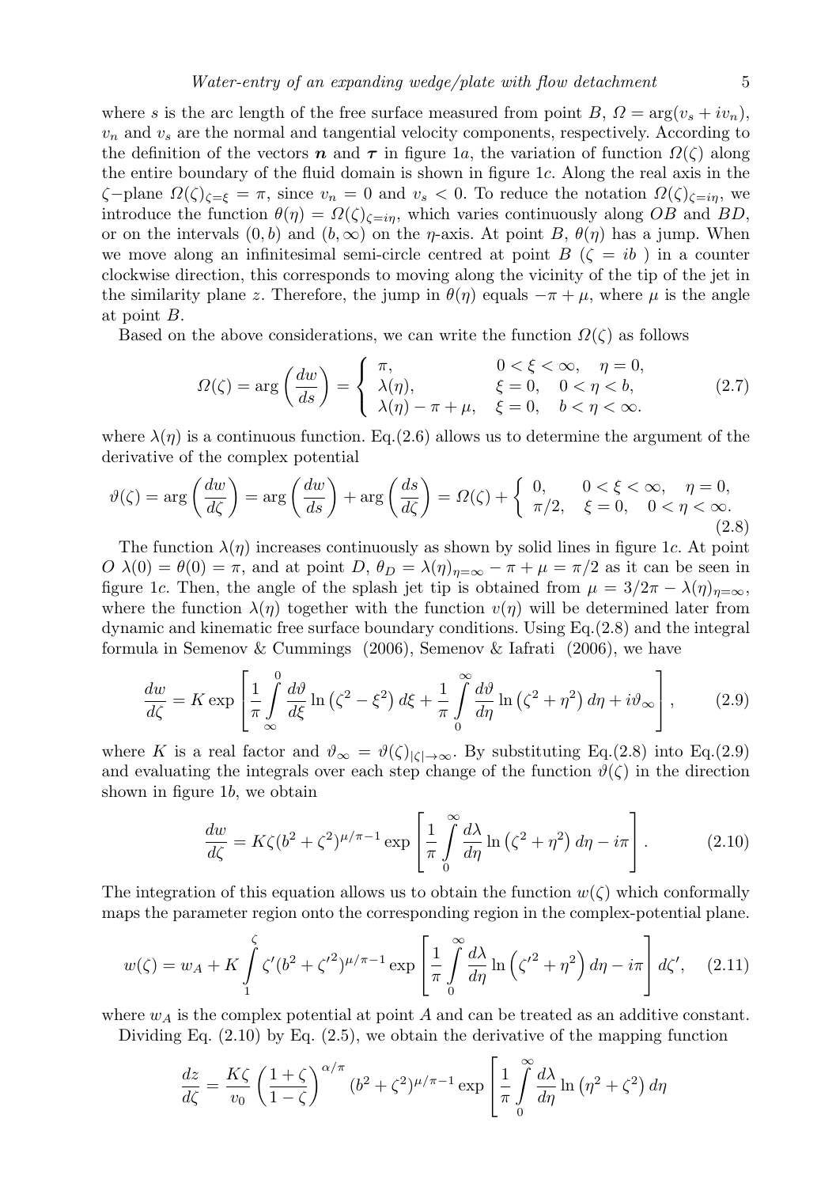where $s$ is the arc length of the free surface measured from point $B$, $\Omega = \arg(v_s + iv_n)$, $v_n$ and $v_s$ are the normal and tangential velocity components, respectively. According to the definition of the vectors $\boldsymbol{n}$ and $\boldsymbol{\tau}$ in figure 1$a$, the variation of function $\Omega(\zeta)$ along the entire boundary of the fluid domain is shown in figure 1$c$. Along the real axis in the $\zeta-$plane $\Omega(\zeta)_{\zeta=\xi} = \pi$, since $v_n = 0$ and $v_s < 0$. To reduce the notation $\Omega(\zeta)_{\zeta=i\eta}$, we introduce the function $\theta(\eta) = \Omega(\zeta)_{\zeta=i\eta}$, which varies continuously along $OB$ and $BD$, or on the intervals $(0, b)$ and $(b, \infty)$ on the $\eta$-axis. At point $B$, $\theta(\eta)$ has a jump. When we move along an infinitesimal semi-circle centred at point $B$ ($\zeta = ib$ ) in a counter clockwise direction, this corresponds to moving along the vicinity of the tip of the jet in the similarity plane $z$. Therefore, the jump in $\theta(\eta)$ equals $-\pi + \mu$, where $\mu$ is the angle at point $B$.

Based on the above considerations, we can write the function $\Omega(\zeta)$ as follows

$$\Omega(\zeta) = \arg\left(\frac{dw}{ds}\right) = \begin{cases} \pi, & 0 < \xi < \infty, \quad \eta = 0, \\ \lambda(\eta), & \xi = 0, \quad 0 < \eta < b, \\ \lambda(\eta) - \pi + \mu, & \xi = 0, \quad b < \eta < \infty. \end{cases} \tag{2.7}$$

where $\lambda(\eta)$ is a continuous function. Eq.(2.6) allows us to determine the argument of the derivative of the complex potential

$$\vartheta(\zeta) = \arg\left(\frac{dw}{d\zeta}\right) = \arg\left(\frac{dw}{ds}\right) + \arg\left(\frac{ds}{d\zeta}\right) = \Omega(\zeta) + \begin{cases} 0, & 0 < \xi < \infty, \quad \eta = 0, \\ \pi/2, & \xi = 0, \quad 0 < \eta < \infty. \end{cases} \tag{2.8}$$

The function $\lambda(\eta)$ increases continuously as shown by solid lines in figure 1$c$. At point $O$ $\lambda(0) = \theta(0) = \pi$, and at point $D$, $\theta_D = \lambda(\eta)_{\eta=\infty} - \pi + \mu = \pi/2$ as it can be seen in figure 1$c$. Then, the angle of the splash jet tip is obtained from $\mu = 3/2\pi - \lambda(\eta)_{\eta=\infty}$, where the function $\lambda(\eta)$ together with the function $v(\eta)$ will be determined later from dynamic and kinematic free surface boundary conditions. Using Eq.(2.8) and the integral formula in Semenov & Cummings (2006), Semenov & Iafrati (2006), we have

$$\frac{dw}{d\zeta} = K \exp\left[\frac{1}{\pi}\int_{\infty}^{0} \frac{d\vartheta}{d\xi} \ln\left(\zeta^2 - \xi^2\right) d\xi + \frac{1}{\pi}\int_{0}^{\infty} \frac{d\vartheta}{d\eta} \ln\left(\zeta^2 + \eta^2\right) d\eta + i\vartheta_\infty\right], \tag{2.9}$$

where $K$ is a real factor and $\vartheta_\infty = \vartheta(\zeta)_{|\zeta|\to\infty}$. By substituting Eq.(2.8) into Eq.(2.9) and evaluating the integrals over each step change of the function $\vartheta(\zeta)$ in the direction shown in figure 1$b$, we obtain

$$\frac{dw}{d\zeta} = K\zeta(b^2 + \zeta^2)^{\mu/\pi - 1} \exp\left[\frac{1}{\pi}\int_{0}^{\infty} \frac{d\lambda}{d\eta} \ln\left(\zeta^2 + \eta^2\right) d\eta - i\pi\right]. \tag{2.10}$$

The integration of this equation allows us to obtain the function $w(\zeta)$ which conformally maps the parameter region onto the corresponding region in the complex-potential plane.

$$w(\zeta) = w_A + K\int_{1}^{\zeta} \zeta'(b^2 + {\zeta'}^2)^{\mu/\pi - 1} \exp\left[\frac{1}{\pi}\int_{0}^{\infty} \frac{d\lambda}{d\eta} \ln\left({\zeta'}^2 + \eta^2\right) d\eta - i\pi\right] d\zeta', \tag{2.11}$$

where $w_A$ is the complex potential at point $A$ and can be treated as an additive constant.

Dividing Eq. (2.10) by Eq. (2.5), we obtain the derivative of the mapping function

$$\frac{dz}{d\zeta} = \frac{K\zeta}{v_0}\left(\frac{1+\zeta}{1-\zeta}\right)^{\alpha/\pi} (b^2 + \zeta^2)^{\mu/\pi - 1} \exp\left[\frac{1}{\pi}\int_{0}^{\infty} \frac{d\lambda}{d\eta} \ln\left(\eta^2 + \zeta^2\right) d\eta\right.$$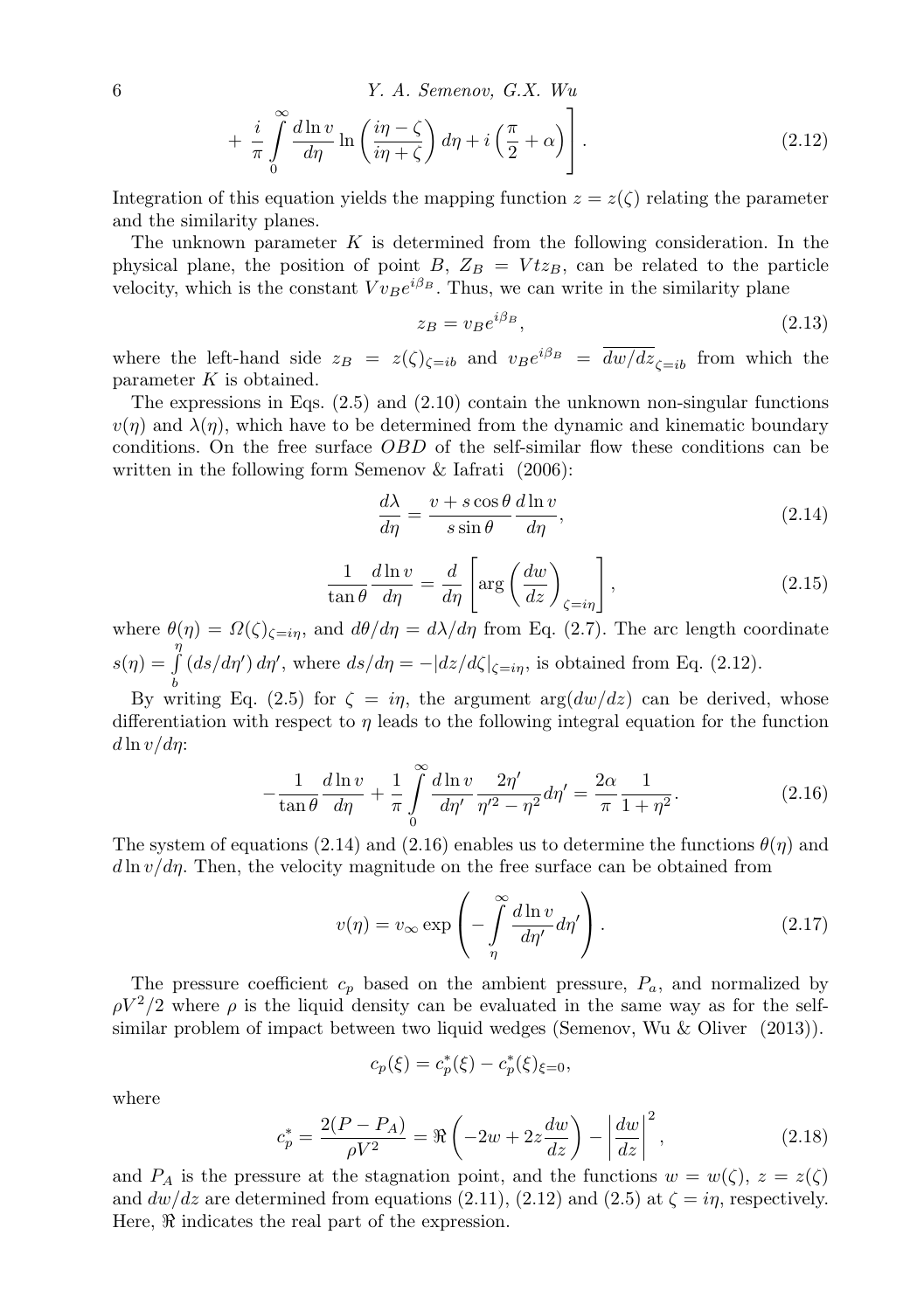$$
+ \frac{i}{\pi} \int_0^\infty \frac{d \ln v}{d\eta} \ln \left( \frac{i\eta - \zeta}{i\eta + \zeta} \right) d\eta + i \left( \frac{\pi}{2} + \alpha \right) \Bigg]. \tag{2.12}
$$

Integration of this equation yields the mapping function $z = z(\zeta)$ relating the parameter and the similarity planes.

The unknown parameter $K$ is determined from the following consideration. In the physical plane, the position of point $B$, $Z_B = Vtz_B$, can be related to the particle velocity, which is the constant $Vv_Be^{i\beta_B}$. Thus, we can write in the similarity plane

$$
z_B = v_B e^{i\beta_B}, \tag{2.13}
$$

where the left-hand side $z_B = z(\zeta)_{\zeta=ib}$ and $v_B e^{i\beta_B} = \overline{dw/dz}_{\zeta=ib}$ from which the parameter $K$ is obtained.

The expressions in Eqs. (2.5) and (2.10) contain the unknown non-singular functions $v(\eta)$ and $\lambda(\eta)$, which have to be determined from the dynamic and kinematic boundary conditions. On the free surface $OBD$ of the self-similar flow these conditions can be written in the following form Semenov & Iafrati (2006):

$$
\frac{d\lambda}{d\eta} = \frac{v + s\cos\theta}{s \sin\theta} \frac{d \ln v}{d\eta}, \tag{2.14}
$$

$$
\frac{1}{\tan\theta} \frac{d \ln v}{d\eta} = \frac{d}{d\eta} \left[ \arg \left( \frac{dw}{dz} \right)_{\zeta = i\eta} \right], \tag{2.15}
$$

where $\theta(\eta) = \Omega(\zeta)_{\zeta=i\eta}$, and $d\theta/d\eta = d\lambda/d\eta$ from Eq. (2.7). The arc length coordinate $s(\eta) = \int_b^\eta (ds/d\eta')\, d\eta'$, where $ds/d\eta = -|dz/d\zeta|_{\zeta=i\eta}$, is obtained from Eq. (2.12).

By writing Eq. (2.5) for $\zeta = i\eta$, the argument $\arg(dw/dz)$ can be derived, whose differentiation with respect to $\eta$ leads to the following integral equation for the function $d \ln v/d\eta$:

$$
-\frac{1}{\tan\theta} \frac{d \ln v}{d\eta} + \frac{1}{\pi} \int_0^\infty \frac{d \ln v}{d\eta'} \frac{2\eta'}{\eta'^2 - \eta^2} d\eta' = \frac{2\alpha}{\pi} \frac{1}{1 + \eta^2}. \tag{2.16}
$$

The system of equations (2.14) and (2.16) enables us to determine the functions $\theta(\eta)$ and $d \ln v/d\eta$. Then, the velocity magnitude on the free surface can be obtained from

$$
v(\eta) = v_\infty \exp \left( -\int_\eta^\infty \frac{d \ln v}{d\eta'} d\eta' \right). \tag{2.17}
$$

The pressure coefficient $c_p$ based on the ambient pressure, $P_a$, and normalized by $\rho V^2/2$ where $\rho$ is the liquid density can be evaluated in the same way as for the self-similar problem of impact between two liquid wedges (Semenov, Wu & Oliver (2013)).

$$
c_p(\xi) = c_p^*(\xi) - c_p^*(\xi)_{\xi=0},
$$

where

$$
c_p^* = \frac{2(P - P_A)}{\rho V^2} = \Re \left( -2w + 2z \frac{dw}{dz} \right) - \left| \frac{dw}{dz} \right|^2, \tag{2.18}
$$

and $P_A$ is the pressure at the stagnation point, and the functions $w = w(\zeta)$, $z = z(\zeta)$ and $dw/dz$ are determined from equations (2.11), (2.12) and (2.5) at $\zeta = i\eta$, respectively. Here, $\Re$ indicates the real part of the expression.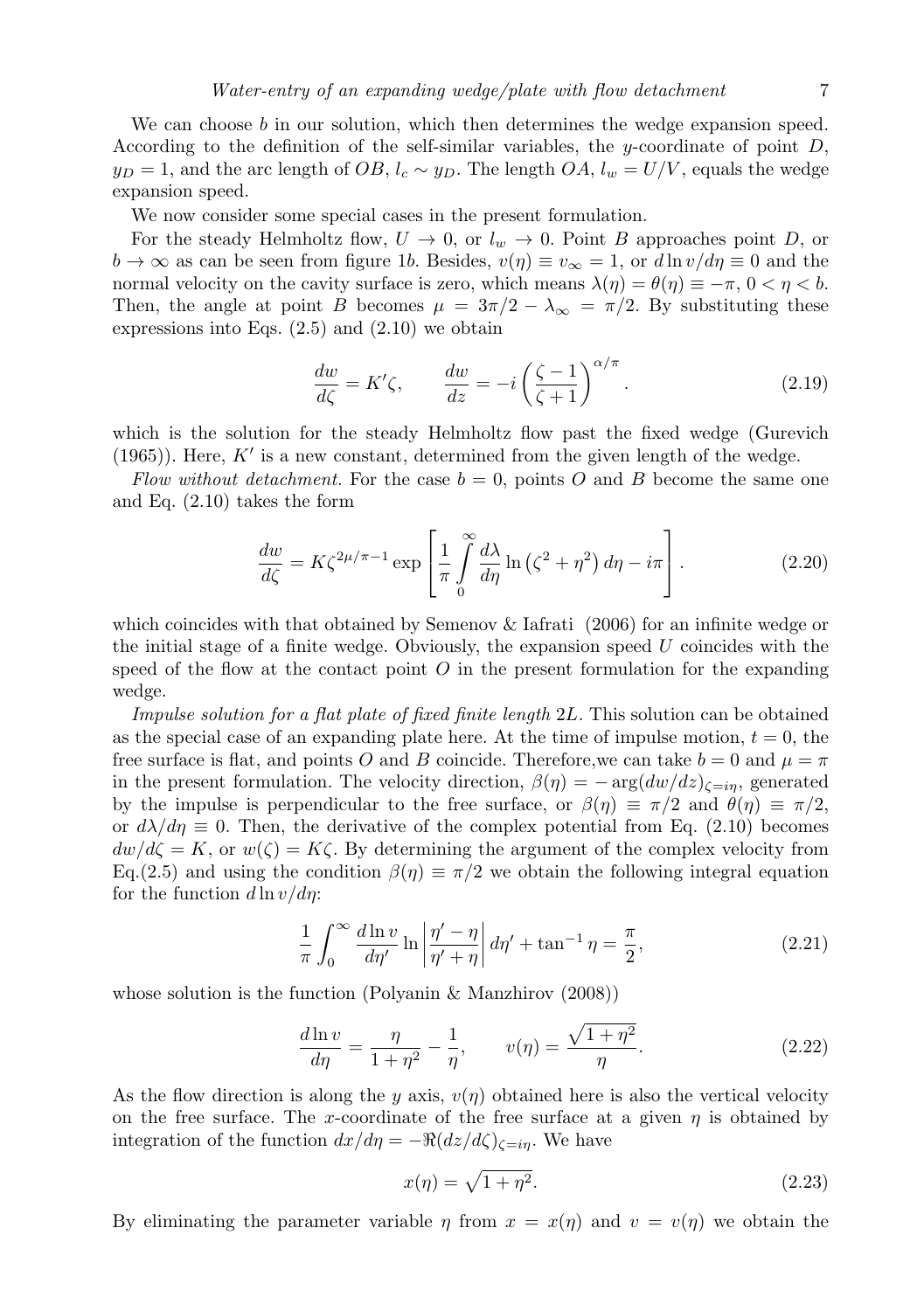We can choose $b$ in our solution, which then determines the wedge expansion speed. According to the definition of the self-similar variables, the $y$-coordinate of point $D$, $y_D = 1$, and the arc length of $OB$, $l_c \sim y_D$. The length $OA$, $l_w = U/V$, equals the wedge expansion speed.

We now consider some special cases in the present formulation.

For the steady Helmholtz flow, $U \to 0$, or $l_w \to 0$. Point $B$ approaches point $D$, or $b \to \infty$ as can be seen from figure 1*b*. Besides, $v(\eta) \equiv v_\infty = 1$, or $d \ln v/d\eta \equiv 0$ and the normal velocity on the cavity surface is zero, which means $\lambda(\eta) = \theta(\eta) \equiv -\pi$, $0 < \eta < b$. Then, the angle at point $B$ becomes $\mu = 3\pi/2 - \lambda_\infty = \pi/2$. By substituting these expressions into Eqs. (2.5) and (2.10) we obtain

$$\frac{dw}{d\zeta} = K'\zeta, \qquad \frac{dw}{dz} = -i\left(\frac{\zeta - 1}{\zeta + 1}\right)^{\alpha/\pi}. \tag{2.19}$$

which is the solution for the steady Helmholtz flow past the fixed wedge (Gurevich (1965)). Here, $K'$ is a new constant, determined from the given length of the wedge.

*Flow without detachment.* For the case $b = 0$, points $O$ and $B$ become the same one and Eq. (2.10) takes the form

$$\frac{dw}{d\zeta} = K\zeta^{2\mu/\pi - 1} \exp\left[\frac{1}{\pi}\int_0^\infty \frac{d\lambda}{d\eta} \ln\left(\zeta^2 + \eta^2\right) d\eta - i\pi\right]. \tag{2.20}$$

which coincides with that obtained by Semenov & Iafrati (2006) for an infinite wedge or the initial stage of a finite wedge. Obviously, the expansion speed $U$ coincides with the speed of the flow at the contact point $O$ in the present formulation for the expanding wedge.

*Impulse solution for a flat plate of fixed finite length* $2L$. This solution can be obtained as the special case of an expanding plate here. At the time of impulse motion, $t = 0$, the free surface is flat, and points $O$ and $B$ coincide. Therefore,we can take $b = 0$ and $\mu = \pi$ in the present formulation. The velocity direction, $\beta(\eta) = -\arg(dw/dz)_{\zeta = i\eta}$, generated by the impulse is perpendicular to the free surface, or $\beta(\eta) \equiv \pi/2$ and $\theta(\eta) \equiv \pi/2$, or $d\lambda/d\eta \equiv 0$. Then, the derivative of the complex potential from Eq. (2.10) becomes $dw/d\zeta = K$, or $w(\zeta) = K\zeta$. By determining the argument of the complex velocity from Eq.(2.5) and using the condition $\beta(\eta) \equiv \pi/2$ we obtain the following integral equation for the function $d \ln v/d\eta$:

$$\frac{1}{\pi}\int_0^\infty \frac{d \ln v}{d\eta'} \ln\left|\frac{\eta' - \eta}{\eta' + \eta}\right| d\eta' + \tan^{-1}\eta = \frac{\pi}{2}, \tag{2.21}$$

whose solution is the function (Polyanin & Manzhirov (2008))

$$\frac{d \ln v}{d\eta} = \frac{\eta}{1 + \eta^2} - \frac{1}{\eta}, \qquad v(\eta) = \frac{\sqrt{1 + \eta^2}}{\eta}. \tag{2.22}$$

As the flow direction is along the $y$ axis, $v(\eta)$ obtained here is also the vertical velocity on the free surface. The $x$-coordinate of the free surface at a given $\eta$ is obtained by integration of the function $dx/d\eta = -\Re(dz/d\zeta)_{\zeta = i\eta}$. We have

$$x(\eta) = \sqrt{1 + \eta^2}. \tag{2.23}$$

By eliminating the parameter variable $\eta$ from $x = x(\eta)$ and $v = v(\eta)$ we obtain the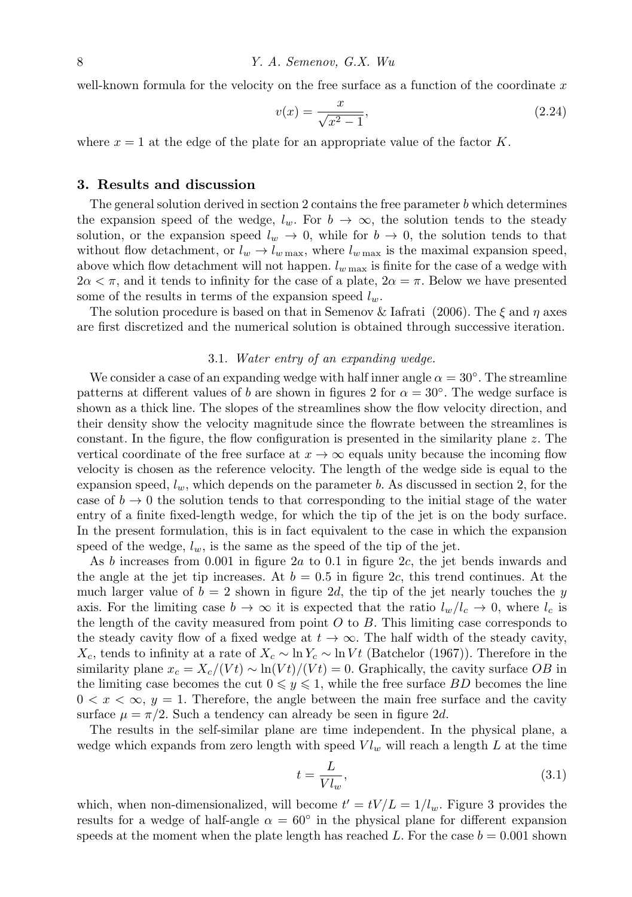well-known formula for the velocity on the free surface as a function of the coordinate $x$

$$
v(x) = \frac{x}{\sqrt{x^2 - 1}}, \tag{2.24}
$$

where $x = 1$ at the edge of the plate for an appropriate value of the factor $K$.

## 3. Results and discussion

The general solution derived in section 2 contains the free parameter $b$ which determines the expansion speed of the wedge, $l_w$. For $b \to \infty$, the solution tends to the steady solution, or the expansion speed $l_w \to 0$, while for $b \to 0$, the solution tends to that without flow detachment, or $l_w \to l_{w\,\max}$, where $l_{w\,\max}$ is the maximal expansion speed, above which flow detachment will not happen. $l_{w\,\max}$ is finite for the case of a wedge with $2\alpha < \pi$, and it tends to infinity for the case of a plate, $2\alpha = \pi$. Below we have presented some of the results in terms of the expansion speed $l_w$.

The solution procedure is based on that in Semenov & Iafrati (2006). The $\xi$ and $\eta$ axes are first discretized and the numerical solution is obtained through successive iteration.

### 3.1. *Water entry of an expanding wedge.*

We consider a case of an expanding wedge with half inner angle $\alpha = 30^\circ$. The streamline patterns at different values of $b$ are shown in figures 2 for $\alpha = 30^\circ$. The wedge surface is shown as a thick line. The slopes of the streamlines show the flow velocity direction, and their density show the velocity magnitude since the flowrate between the streamlines is constant. In the figure, the flow configuration is presented in the similarity plane $z$. The vertical coordinate of the free surface at $x \to \infty$ equals unity because the incoming flow velocity is chosen as the reference velocity. The length of the wedge side is equal to the expansion speed, $l_w$, which depends on the parameter $b$. As discussed in section 2, for the case of $b \to 0$ the solution tends to that corresponding to the initial stage of the water entry of a finite fixed-length wedge, for which the tip of the jet is on the body surface. In the present formulation, this is in fact equivalent to the case in which the expansion speed of the wedge, $l_w$, is the same as the speed of the tip of the jet.

As $b$ increases from 0.001 in figure 2$a$ to 0.1 in figure 2$c$, the jet bends inwards and the angle at the jet tip increases. At $b = 0.5$ in figure 2$c$, this trend continues. At the much larger value of $b = 2$ shown in figure 2$d$, the tip of the jet nearly touches the $y$ axis. For the limiting case $b \to \infty$ it is expected that the ratio $l_w/l_c \to 0$, where $l_c$ is the length of the cavity measured from point $O$ to $B$. This limiting case corresponds to the steady cavity flow of a fixed wedge at $t \to \infty$. The half width of the steady cavity, $X_c$, tends to infinity at a rate of $X_c \sim \ln Y_c \sim \ln Vt$ (Batchelor (1967)). Therefore in the similarity plane $x_c = X_c/(Vt) \sim \ln(Vt)/(Vt) = 0$. Graphically, the cavity surface $OB$ in the limiting case becomes the cut $0 \leqslant y \leqslant 1$, while the free surface $BD$ becomes the line $0 < x < \infty$, $y = 1$. Therefore, the angle between the main free surface and the cavity surface $\mu = \pi/2$. Such a tendency can already be seen in figure 2$d$.

The results in the self-similar plane are time independent. In the physical plane, a wedge which expands from zero length with speed $Vl_w$ will reach a length $L$ at the time

$$
t = \frac{L}{Vl_w}, \tag{3.1}
$$

which, when non-dimensionalized, will become $t' = tV/L = 1/l_w$. Figure 3 provides the results for a wedge of half-angle $\alpha = 60^\circ$ in the physical plane for different expansion speeds at the moment when the plate length has reached $L$. For the case $b = 0.001$ shown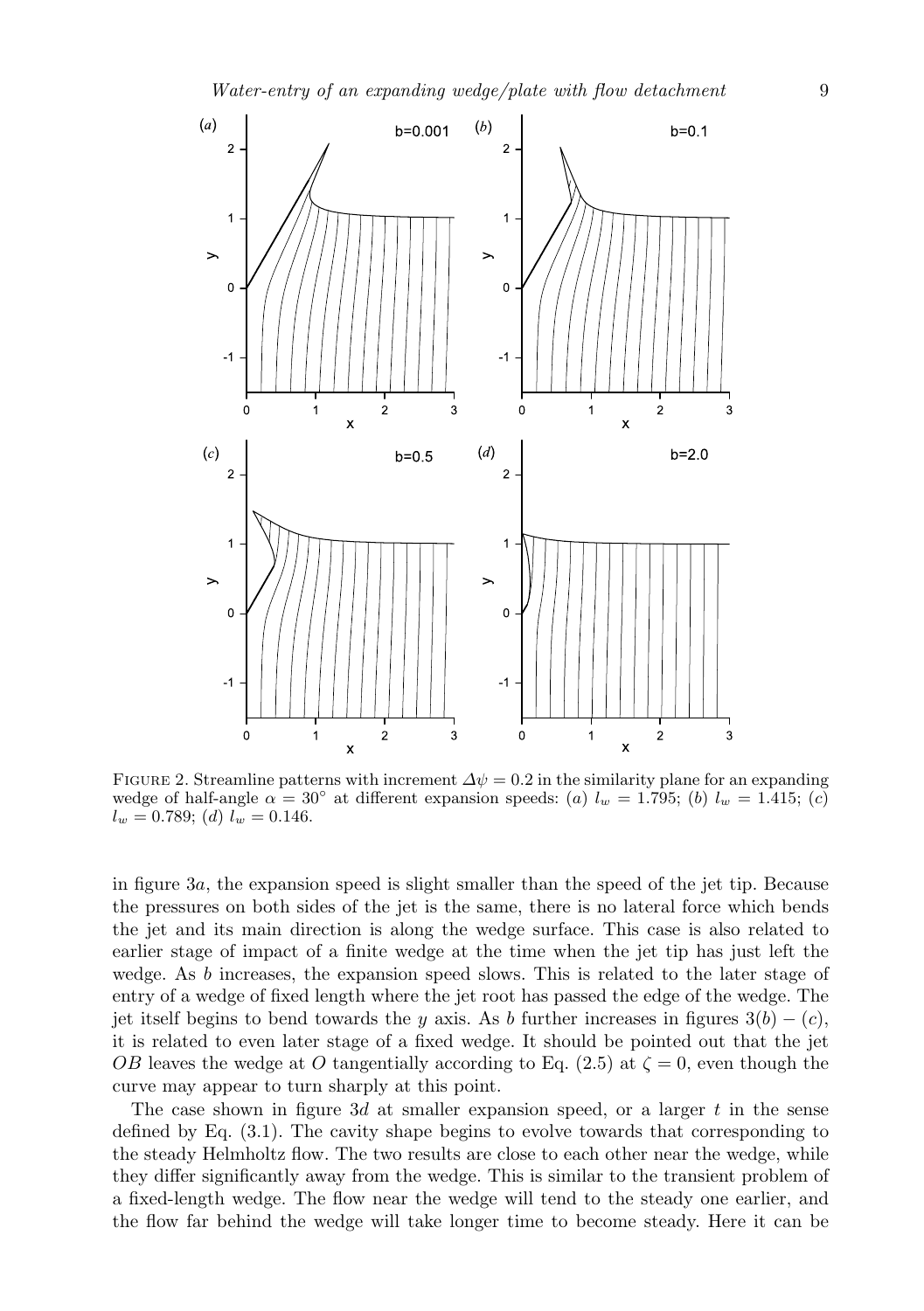FIGURE 2. Streamline patterns with increment $\Delta\psi = 0.2$ in the similarity plane for an expanding wedge of half-angle $\alpha = 30^\circ$ at different expansion speeds: (*a*) $l_w = 1.795$; (*b*) $l_w = 1.415$; (*c*) $l_w = 0.789$; (*d*) $l_w = 0.146$.

in figure 3*a*, the expansion speed is slight smaller than the speed of the jet tip. Because the pressures on both sides of the jet is the same, there is no lateral force which bends the jet and its main direction is along the wedge surface. This case is also related to earlier stage of impact of a finite wedge at the time when the jet tip has just left the wedge. As $b$ increases, the expansion speed slows. This is related to the later stage of entry of a wedge of fixed length where the jet root has passed the edge of the wedge. The jet itself begins to bend towards the $y$ axis. As $b$ further increases in figures 3$(b)-(c)$, it is related to even later stage of a fixed wedge. It should be pointed out that the jet $OB$ leaves the wedge at $O$ tangentially according to Eq. (2.5) at $\zeta = 0$, even though the curve may appear to turn sharply at this point.

The case shown in figure 3*d* at smaller expansion speed, or a larger $t$ in the sense defined by Eq. (3.1). The cavity shape begins to evolve towards that corresponding to the steady Helmholtz flow. The two results are close to each other near the wedge, while they differ significantly away from the wedge. This is similar to the transient problem of a fixed-length wedge. The flow near the wedge will tend to the steady one earlier, and the flow far behind the wedge will take longer time to become steady. Here it can be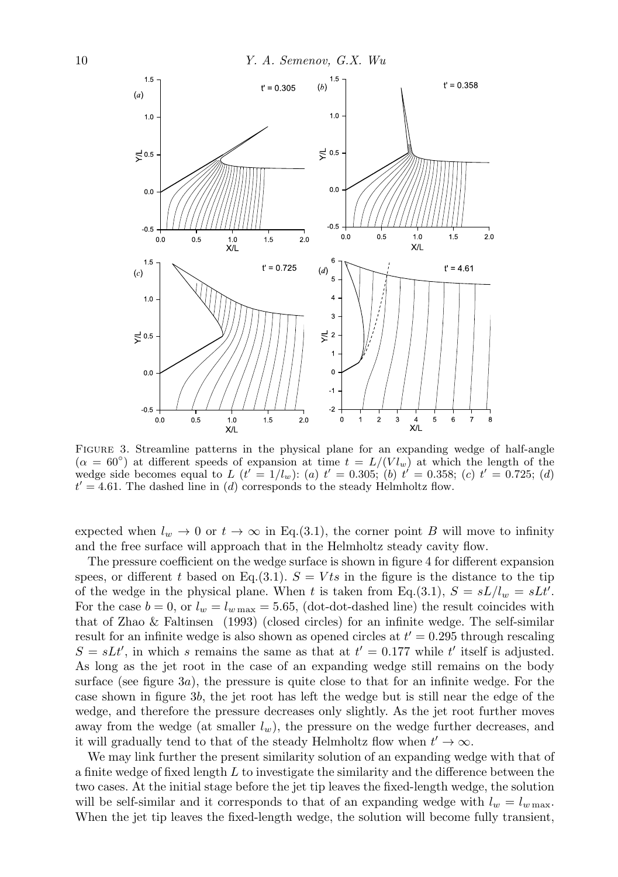FIGURE 3. Streamline patterns in the physical plane for an expanding wedge of half-angle ($\alpha = 60^{\circ}$) at different speeds of expansion at time $t = L/(Vl_w)$ at which the length of the wedge side becomes equal to $L$ ($t' = 1/l_w$): ($a$) $t' = 0.305$; ($b$) $t' = 0.358$; ($c$) $t' = 0.725$; ($d$) $t' = 4.61$. The dashed line in ($d$) corresponds to the steady Helmholtz flow.

expected when $l_w \to 0$ or $t \to \infty$ in Eq.(3.1), the corner point $B$ will move to infinity and the free surface will approach that in the Helmholtz steady cavity flow.

The pressure coefficient on the wedge surface is shown in figure 4 for different expansion spees, or different $t$ based on Eq.(3.1). $S = Vts$ in the figure is the distance to the tip of the wedge in the physical plane. When $t$ is taken from Eq.(3.1), $S = sL/l_w = sLt'$. For the case $b = 0$, or $l_w = l_{w\,\max} = 5.65$, (dot-dot-dashed line) the result coincides with that of Zhao & Faltinsen (1993) (closed circles) for an infinite wedge. The self-similar result for an infinite wedge is also shown as opened circles at $t' = 0.295$ through rescaling $S = sLt'$, in which $s$ remains the same as that at $t' = 0.177$ while $t'$ itself is adjusted. As long as the jet root in the case of an expanding wedge still remains on the body surface (see figure 3$a$), the pressure is quite close to that for an infinite wedge. For the case shown in figure 3$b$, the jet root has left the wedge but is still near the edge of the wedge, and therefore the pressure decreases only slightly. As the jet root further moves away from the wedge (at smaller $l_w$), the pressure on the wedge further decreases, and it will gradually tend to that of the steady Helmholtz flow when $t' \to \infty$.

We may link further the present similarity solution of an expanding wedge with that of a finite wedge of fixed length $L$ to investigate the similarity and the difference between the two cases. At the initial stage before the jet tip leaves the fixed-length wedge, the solution will be self-similar and it corresponds to that of an expanding wedge with $l_w = l_{w\,\max}$. When the jet tip leaves the fixed-length wedge, the solution will become fully transient,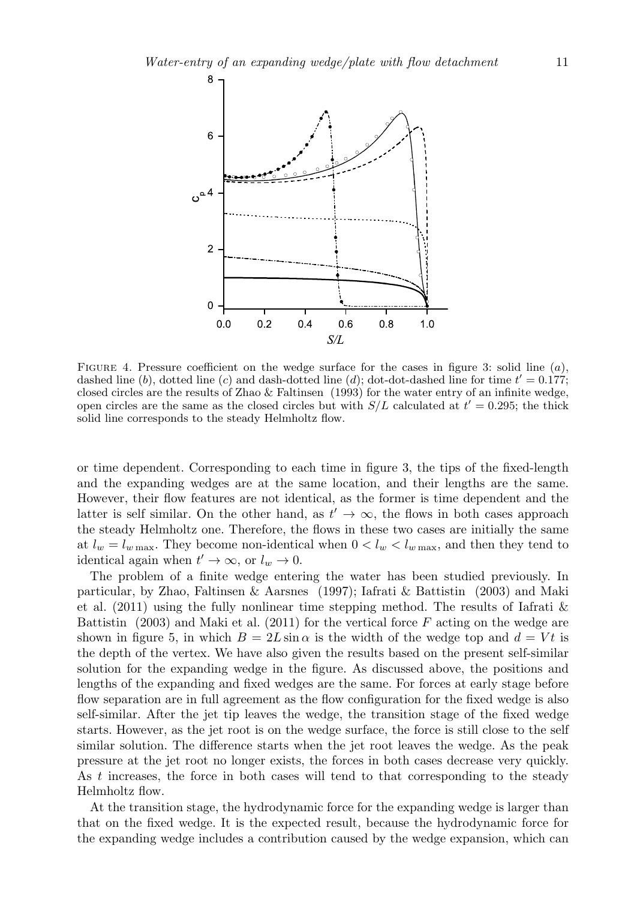FIGURE 4. Pressure coefficient on the wedge surface for the cases in figure 3: solid line ($a$), dashed line ($b$), dotted line ($c$) and dash-dotted line ($d$); dot-dot-dashed line for time $t' = 0.177$; closed circles are the results of Zhao & Faltinsen (1993) for the water entry of an infinite wedge, open circles are the same as the closed circles but with $S/L$ calculated at $t' = 0.295$; the thick solid line corresponds to the steady Helmholtz flow.

or time dependent. Corresponding to each time in figure 3, the tips of the fixed-length and the expanding wedges are at the same location, and their lengths are the same. However, their flow features are not identical, as the former is time dependent and the latter is self similar. On the other hand, as $t' \to \infty$, the flows in both cases approach the steady Helmholtz one. Therefore, the flows in these two cases are initially the same at $l_w = l_{w\,\max}$. They become non-identical when $0 < l_w < l_{w\,\max}$, and then they tend to identical again when $t' \to \infty$, or $l_w \to 0$.

The problem of a finite wedge entering the water has been studied previously. In particular, by Zhao, Faltinsen & Aarsnes (1997); Iafrati & Battistin (2003) and Maki et al. (2011) using the fully nonlinear time stepping method. The results of Iafrati & Battistin (2003) and Maki et al. (2011) for the vertical force $F$ acting on the wedge are shown in figure 5, in which $B = 2L \sin \alpha$ is the width of the wedge top and $d = Vt$ is the depth of the vertex. We have also given the results based on the present self-similar solution for the expanding wedge in the figure. As discussed above, the positions and lengths of the expanding and fixed wedges are the same. For forces at early stage before flow separation are in full agreement as the flow configuration for the fixed wedge is also self-similar. After the jet tip leaves the wedge, the transition stage of the fixed wedge starts. However, as the jet root is on the wedge surface, the force is still close to the self similar solution. The difference starts when the jet root leaves the wedge. As the peak pressure at the jet root no longer exists, the forces in both cases decrease very quickly. As $t$ increases, the force in both cases will tend to that corresponding to the steady Helmholtz flow.

At the transition stage, the hydrodynamic force for the expanding wedge is larger than that on the fixed wedge. It is the expected result, because the hydrodynamic force for the expanding wedge includes a contribution caused by the wedge expansion, which can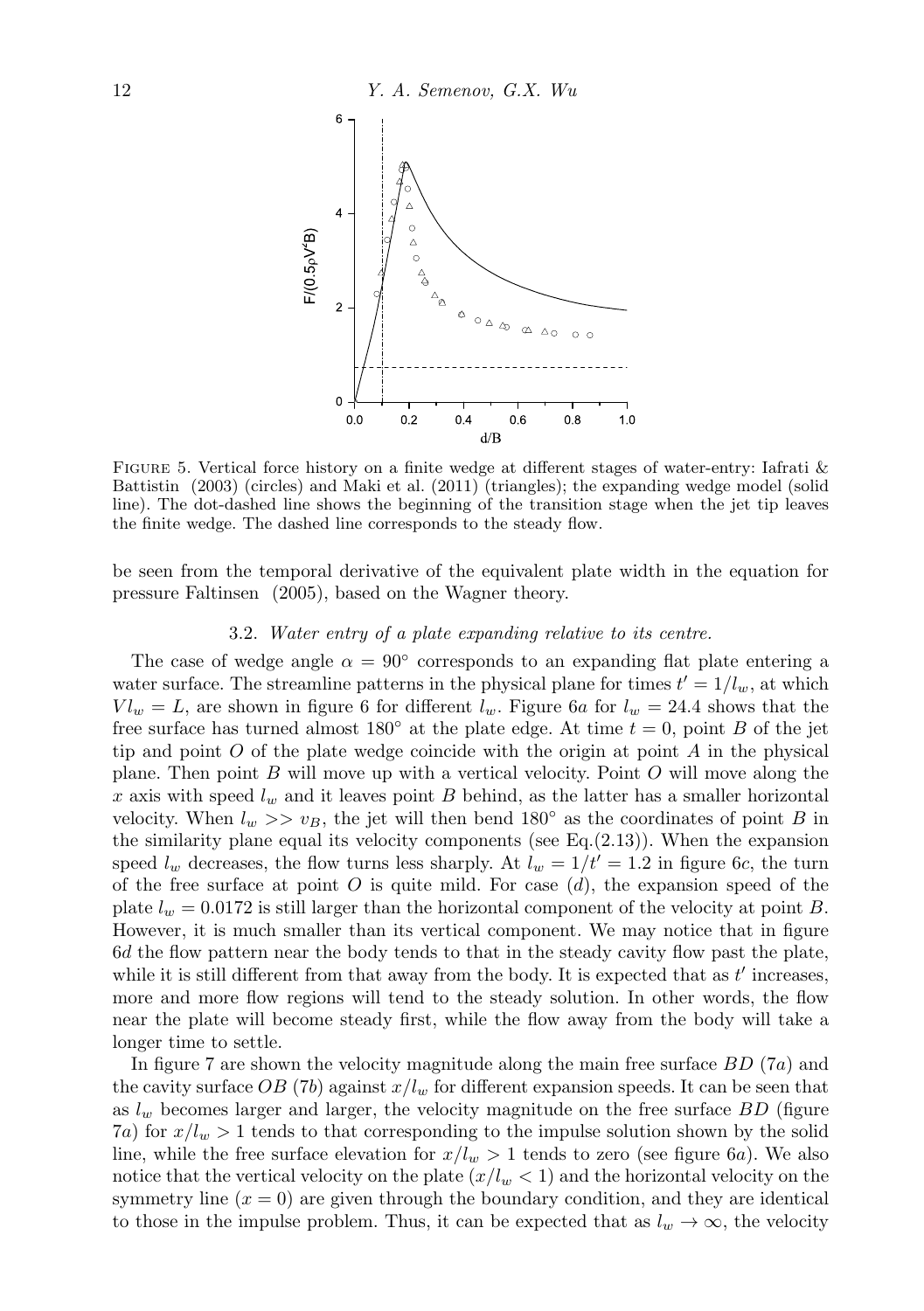FIGURE 5. Vertical force history on a finite wedge at different stages of water-entry: Iafrati & Battistin (2003) (circles) and Maki et al. (2011) (triangles); the expanding wedge model (solid line). The dot-dashed line shows the beginning of the transition stage when the jet tip leaves the finite wedge. The dashed line corresponds to the steady flow.

be seen from the temporal derivative of the equivalent plate width in the equation for pressure Faltinsen (2005), based on the Wagner theory.

### 3.2. *Water entry of a plate expanding relative to its centre.*

The case of wedge angle $\alpha = 90^\circ$ corresponds to an expanding flat plate entering a water surface. The streamline patterns in the physical plane for times $t' = 1/l_w$, at which $Vl_w = L$, are shown in figure 6 for different $l_w$. Figure 6*a* for $l_w = 24.4$ shows that the free surface has turned almost $180^\circ$ at the plate edge. At time $t = 0$, point $B$ of the jet tip and point $O$ of the plate wedge coincide with the origin at point $A$ in the physical plane. Then point $B$ will move up with a vertical velocity. Point $O$ will move along the $x$ axis with speed $l_w$ and it leaves point $B$ behind, as the latter has a smaller horizontal velocity. When $l_w >> v_B$, the jet will then bend $180^\circ$ as the coordinates of point $B$ in the similarity plane equal its velocity components (see Eq.(2.13)). When the expansion speed $l_w$ decreases, the flow turns less sharply. At $l_w = 1/t' = 1.2$ in figure 6*c*, the turn of the free surface at point $O$ is quite mild. For case (*d*), the expansion speed of the plate $l_w = 0.0172$ is still larger than the horizontal component of the velocity at point $B$. However, it is much smaller than its vertical component. We may notice that in figure 6*d* the flow pattern near the body tends to that in the steady cavity flow past the plate, while it is still different from that away from the body. It is expected that as $t'$ increases, more and more flow regions will tend to the steady solution. In other words, the flow near the plate will become steady first, while the flow away from the body will take a longer time to settle.

In figure 7 are shown the velocity magnitude along the main free surface $BD$ (7*a*) and the cavity surface $OB$ (7*b*) against $x/l_w$ for different expansion speeds. It can be seen that as $l_w$ becomes larger and larger, the velocity magnitude on the free surface $BD$ (figure 7*a*) for $x/l_w > 1$ tends to that corresponding to the impulse solution shown by the solid line, while the free surface elevation for $x/l_w > 1$ tends to zero (see figure 6*a*). We also notice that the vertical velocity on the plate ($x/l_w < 1$) and the horizontal velocity on the symmetry line ($x = 0$) are given through the boundary condition, and they are identical to those in the impulse problem. Thus, it can be expected that as $l_w \to \infty$, the velocity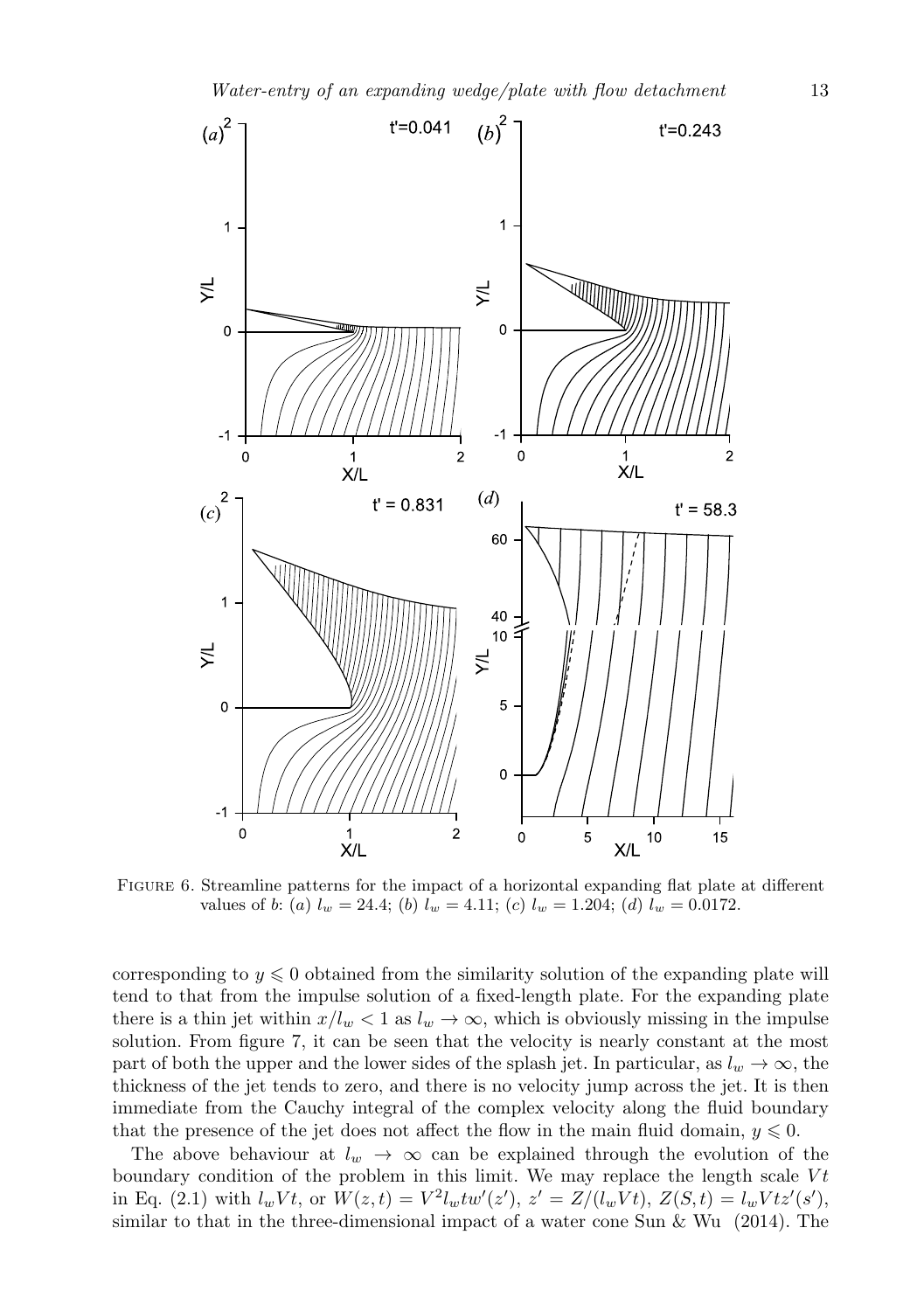FIGURE 6. Streamline patterns for the impact of a horizontal expanding flat plate at different values of $b$: (a) $l_w = 24.4$; (b) $l_w = 4.11$; (c) $l_w = 1.204$; (d) $l_w = 0.0172$.

corresponding to $y \leqslant 0$ obtained from the similarity solution of the expanding plate will tend to that from the impulse solution of a fixed-length plate. For the expanding plate there is a thin jet within $x/l_w < 1$ as $l_w \to \infty$, which is obviously missing in the impulse solution. From figure 7, it can be seen that the velocity is nearly constant at the most part of both the upper and the lower sides of the splash jet. In particular, as $l_w \to \infty$, the thickness of the jet tends to zero, and there is no velocity jump across the jet. It is then immediate from the Cauchy integral of the complex velocity along the fluid boundary that the presence of the jet does not affect the flow in the main fluid domain, $y \leqslant 0$.

The above behaviour at $l_w \to \infty$ can be explained through the evolution of the boundary condition of the problem in this limit. We may replace the length scale $Vt$ in Eq. (2.1) with $l_w Vt$, or $W(z,t) = V^2 l_w t w'(z')$, $z' = Z/(l_w Vt)$, $Z(S,t) = l_w Vtz'(s')$, similar to that in the three-dimensional impact of a water cone Sun & Wu (2014). The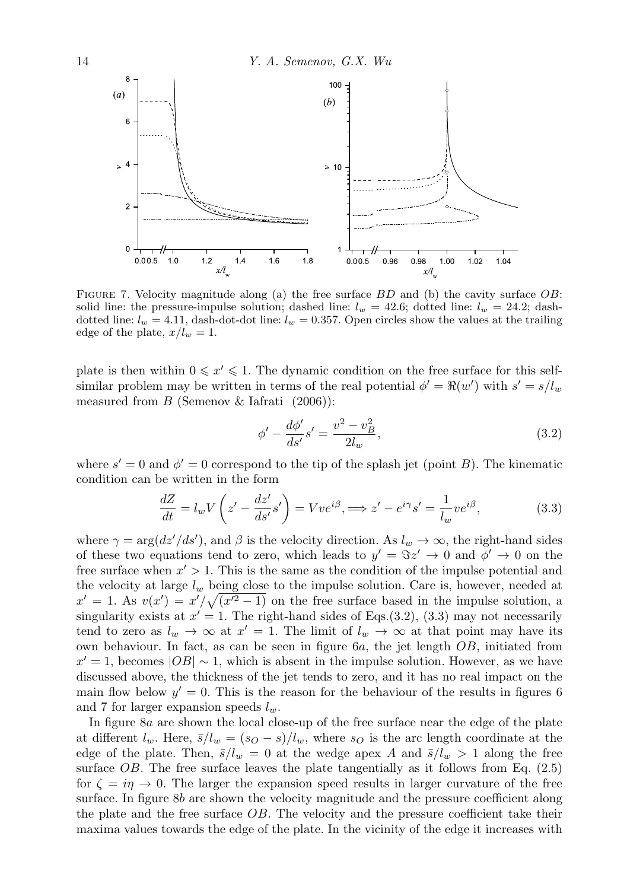FIGURE 7. Velocity magnitude along (a) the free surface $BD$ and (b) the cavity surface $OB$: solid line: the pressure-impulse solution; dashed line: $l_w = 42.6$; dotted line: $l_w = 24.2$; dash-dotted line: $l_w = 4.11$, dash-dot-dot line: $l_w = 0.357$. Open circles show the values at the trailing edge of the plate, $x/l_w = 1$.

plate is then within $0 \leqslant x' \leqslant 1$. The dynamic condition on the free surface for this self-similar problem may be written in terms of the real potential $\phi' = \Re(w')$ with $s' = s/l_w$ measured from $B$ (Semenov & Iafrati (2006)):

$$\phi' - \frac{d\phi'}{ds'}s' = \frac{v^2 - v_B^2}{2l_w}, \tag{3.2}$$

where $s' = 0$ and $\phi' = 0$ correspond to the tip of the splash jet (point $B$). The kinematic condition can be written in the form

$$\frac{dZ}{dt} = l_w V\left(z' - \frac{dz'}{ds'}s'\right) = V v e^{i\beta}, \Longrightarrow z' - e^{i\gamma}s' = \frac{1}{l_w} v e^{i\beta}, \tag{3.3}$$

where $\gamma = \arg(dz'/ds')$, and $\beta$ is the velocity direction. As $l_w \to \infty$, the right-hand sides of these two equations tend to zero, which leads to $y' = \Im z' \to 0$ and $\phi' \to 0$ on the free surface when $x' > 1$. This is the same as the condition of the impulse potential and the velocity at large $l_w$ being close to the impulse solution. Care is, however, needed at $x' = 1$. As $v(x') = x'/\sqrt{(x'^2 - 1)}$ on the free surface based in the impulse solution, a singularity exists at $x' = 1$. The right-hand sides of Eqs.(3.2), (3.3) may not necessarily tend to zero as $l_w \to \infty$ at $x' = 1$. The limit of $l_w \to \infty$ at that point may have its own behaviour. In fact, as can be seen in figure 6$a$, the jet length $OB$, initiated from $x' = 1$, becomes $|OB| \sim 1$, which is absent in the impulse solution. However, as we have discussed above, the thickness of the jet tends to zero, and it has no real impact on the main flow below $y' = 0$. This is the reason for the behaviour of the results in figures 6 and 7 for larger expansion speeds $l_w$.

In figure 8$a$ are shown the local close-up of the free surface near the edge of the plate at different $l_w$. Here, $\bar{s}/l_w = (s_O - s)/l_w$, where $s_O$ is the arc length coordinate at the edge of the plate. Then, $\bar{s}/l_w = 0$ at the wedge apex $A$ and $\bar{s}/l_w > 1$ along the free surface $OB$. The free surface leaves the plate tangentially as it follows from Eq. (2.5) for $\zeta = i\eta \to 0$. The larger the expansion speed results in larger curvature of the free surface. In figure 8$b$ are shown the velocity magnitude and the pressure coefficient along the plate and the free surface $OB$. The velocity and the pressure coefficient take their maxima values towards the edge of the plate. In the vicinity of the edge it increases with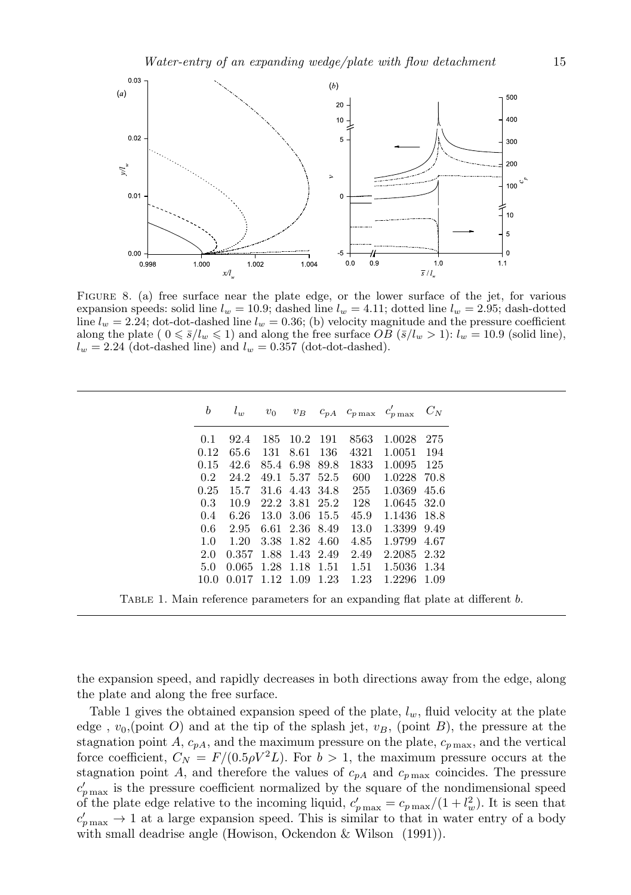FIGURE 8. (a) free surface near the plate edge, or the lower surface of the jet, for various expansion speeds: solid line $l_w = 10.9$; dashed line $l_w = 4.11$; dotted line $l_w = 2.95$; dash-dotted line $l_w = 2.24$; dot-dot-dashed line $l_w = 0.36$; (b) velocity magnitude and the pressure coefficient along the plate ( $0 \leqslant \bar{s}/l_w \leqslant 1$) and along the free surface $OB$ ($\bar{s}/l_w > 1$): $l_w = 10.9$ (solid line), $l_w = 2.24$ (dot-dashed line) and $l_w = 0.357$ (dot-dot-dashed).

| $b$ | $l_w$ | $v_0$ | $v_B$ | $c_{pA}$ | $c_{p\max}$ | $c'_{p\max}$ | $C_N$ |
|---|---|---|---|---|---|---|---|
| 0.1 | 92.4 | 185 | 10.2 | 191 | 8563 | 1.0028 | 275 |
| 0.12 | 65.6 | 131 | 8.61 | 136 | 4321 | 1.0051 | 194 |
| 0.15 | 42.6 | 85.4 | 6.98 | 89.8 | 1833 | 1.0095 | 125 |
| 0.2 | 24.2 | 49.1 | 5.37 | 52.5 | 600 | 1.0228 | 70.8 |
| 0.25 | 15.7 | 31.6 | 4.43 | 34.8 | 255 | 1.0369 | 45.6 |
| 0.3 | 10.9 | 22.2 | 3.81 | 25.2 | 128 | 1.0645 | 32.0 |
| 0.4 | 6.26 | 13.0 | 3.06 | 15.5 | 45.9 | 1.1436 | 18.8 |
| 0.6 | 2.95 | 6.61 | 2.36 | 8.49 | 13.0 | 1.3399 | 9.49 |
| 1.0 | 1.20 | 3.38 | 1.82 | 4.60 | 4.85 | 1.9799 | 4.67 |
| 2.0 | 0.357 | 1.88 | 1.43 | 2.49 | 2.49 | 2.2085 | 2.32 |
| 5.0 | 0.065 | 1.28 | 1.18 | 1.51 | 1.51 | 1.5036 | 1.34 |
| 10.0 | 0.017 | 1.12 | 1.09 | 1.23 | 1.23 | 1.2296 | 1.09 |

TABLE 1. Main reference parameters for an expanding flat plate at different $b$.

the expansion speed, and rapidly decreases in both directions away from the edge, along the plate and along the free surface.

Table 1 gives the obtained expansion speed of the plate, $l_w$, fluid velocity at the plate edge , $v_0$,(point $O$) and at the tip of the splash jet, $v_B$, (point $B$), the pressure at the stagnation point $A$, $c_{pA}$, and the maximum pressure on the plate, $c_{p\max}$, and the vertical force coefficient, $C_N = F/(0.5\rho V^2 L)$. For $b > 1$, the maximum pressure occurs at the stagnation point $A$, and therefore the values of $c_{pA}$ and $c_{p\max}$ coincides. The pressure $c'_{p\max}$ is the pressure coefficient normalized by the square of the nondimensional speed of the plate edge relative to the incoming liquid, $c'_{p\max} = c_{p\max}/(1 + l_w^2)$. It is seen that $c'_{p\max} \to 1$ at a large expansion speed. This is similar to that in water entry of a body with small deadrise angle (Howison, Ockendon & Wilson (1991)).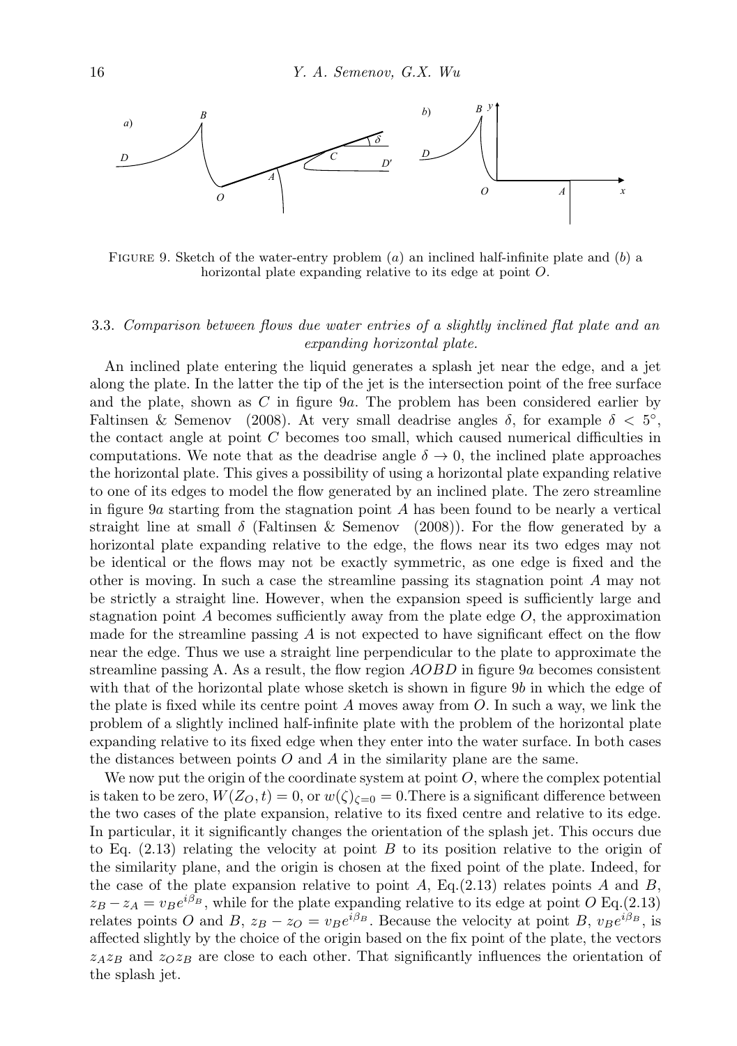FIGURE 9. Sketch of the water-entry problem ($a$) an inclined half-infinite plate and ($b$) a horizontal plate expanding relative to its edge at point $O$.

### 3.3. *Comparison between flows due water entries of a slightly inclined flat plate and an expanding horizontal plate.*

An inclined plate entering the liquid generates a splash jet near the edge, and a jet along the plate. In the latter the tip of the jet is the intersection point of the free surface and the plate, shown as $C$ in figure 9$a$. The problem has been considered earlier by Faltinsen & Semenov (2008). At very small deadrise angles $\delta$, for example $\delta < 5^{\circ}$, the contact angle at point $C$ becomes too small, which caused numerical difficulties in computations. We note that as the deadrise angle $\delta \to 0$, the inclined plate approaches the horizontal plate. This gives a possibility of using a horizontal plate expanding relative to one of its edges to model the flow generated by an inclined plate. The zero streamline in figure 9$a$ starting from the stagnation point $A$ has been found to be nearly a vertical straight line at small $\delta$ (Faltinsen & Semenov (2008)). For the flow generated by a horizontal plate expanding relative to the edge, the flows near its two edges may not be identical or the flows may not be exactly symmetric, as one edge is fixed and the other is moving. In such a case the streamline passing its stagnation point $A$ may not be strictly a straight line. However, when the expansion speed is sufficiently large and stagnation point $A$ becomes sufficiently away from the plate edge $O$, the approximation made for the streamline passing $A$ is not expected to have significant effect on the flow near the edge. Thus we use a straight line perpendicular to the plate to approximate the streamline passing A. As a result, the flow region $AOBD$ in figure 9$a$ becomes consistent with that of the horizontal plate whose sketch is shown in figure 9$b$ in which the edge of the plate is fixed while its centre point $A$ moves away from $O$. In such a way, we link the problem of a slightly inclined half-infinite plate with the problem of the horizontal plate expanding relative to its fixed edge when they enter into the water surface. In both cases the distances between points $O$ and $A$ in the similarity plane are the same.

We now put the origin of the coordinate system at point $O$, where the complex potential is taken to be zero, $W(Z_O, t) = 0$, or $w(\zeta)_{\zeta=0} = 0$.There is a significant difference between the two cases of the plate expansion, relative to its fixed centre and relative to its edge. In particular, it it significantly changes the orientation of the splash jet. This occurs due to Eq. (2.13) relating the velocity at point $B$ to its position relative to the origin of the similarity plane, and the origin is chosen at the fixed point of the plate. Indeed, for the case of the plate expansion relative to point $A$, Eq.(2.13) relates points $A$ and $B$, $z_B - z_A = v_B e^{i\beta_B}$, while for the plate expanding relative to its edge at point $O$ Eq.(2.13) relates points $O$ and $B$, $z_B - z_O = v_B e^{i\beta_B}$. Because the velocity at point $B$, $v_B e^{i\beta_B}$, is affected slightly by the choice of the origin based on the fix point of the plate, the vectors $z_A z_B$ and $z_O z_B$ are close to each other. That significantly influences the orientation of the splash jet.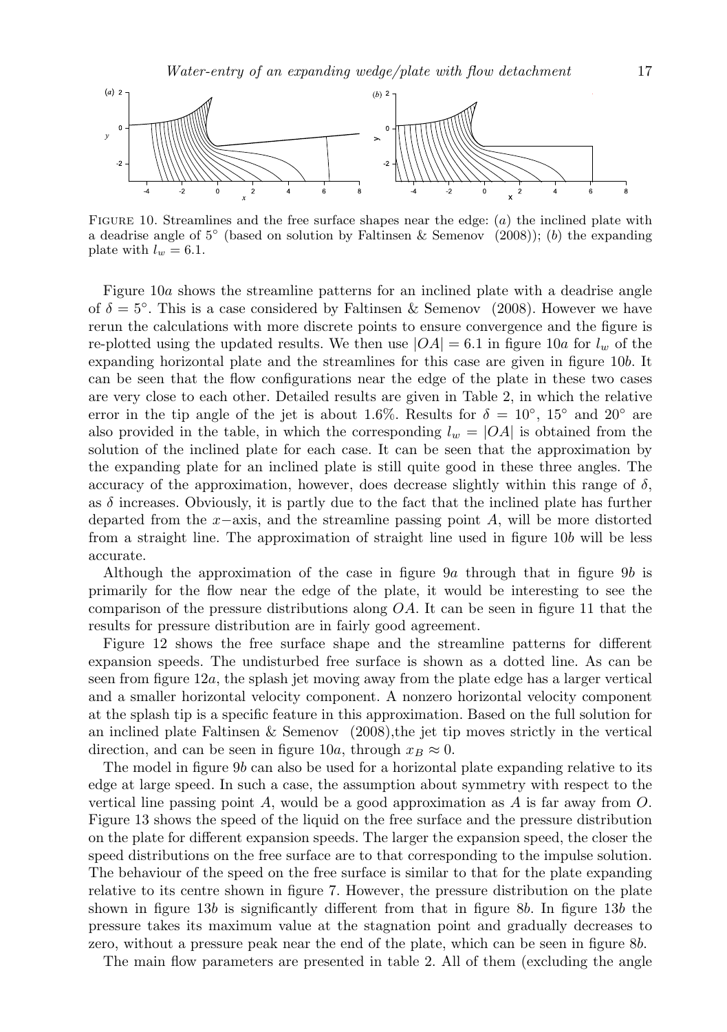FIGURE 10. Streamlines and the free surface shapes near the edge: (*a*) the inclined plate with a deadrise angle of 5° (based on solution by Faltinsen & Semenov (2008)); (*b*) the expanding plate with $l_w = 6.1$.

Figure 10*a* shows the streamline patterns for an inclined plate with a deadrise angle of $\delta = 5°$. This is a case considered by Faltinsen & Semenov (2008). However we have rerun the calculations with more discrete points to ensure convergence and the figure is re-plotted using the updated results. We then use $|OA| = 6.1$ in figure 10*a* for $l_w$ of the expanding horizontal plate and the streamlines for this case are given in figure 10*b*. It can be seen that the flow configurations near the edge of the plate in these two cases are very close to each other. Detailed results are given in Table 2, in which the relative error in the tip angle of the jet is about 1.6%. Results for $\delta = 10°$, $15°$ and $20°$ are also provided in the table, in which the corresponding $l_w = |OA|$ is obtained from the solution of the inclined plate for each case. It can be seen that the approximation by the expanding plate for an inclined plate is still quite good in these three angles. The accuracy of the approximation, however, does decrease slightly within this range of $\delta$, as $\delta$ increases. Obviously, it is partly due to the fact that the inclined plate has further departed from the $x-$axis, and the streamline passing point $A$, will be more distorted from a straight line. The approximation of straight line used in figure 10*b* will be less accurate.

Although the approximation of the case in figure 9*a* through that in figure 9*b* is primarily for the flow near the edge of the plate, it would be interesting to see the comparison of the pressure distributions along $OA$. It can be seen in figure 11 that the results for pressure distribution are in fairly good agreement.

Figure 12 shows the free surface shape and the streamline patterns for different expansion speeds. The undisturbed free surface is shown as a dotted line. As can be seen from figure 12*a*, the splash jet moving away from the plate edge has a larger vertical and a smaller horizontal velocity component. A nonzero horizontal velocity component at the splash tip is a specific feature in this approximation. Based on the full solution for an inclined plate Faltinsen & Semenov (2008),the jet tip moves strictly in the vertical direction, and can be seen in figure 10*a*, through $x_B \approx 0$.

The model in figure 9*b* can also be used for a horizontal plate expanding relative to its edge at large speed. In such a case, the assumption about symmetry with respect to the vertical line passing point $A$, would be a good approximation as $A$ is far away from $O$. Figure 13 shows the speed of the liquid on the free surface and the pressure distribution on the plate for different expansion speeds. The larger the expansion speed, the closer the speed distributions on the free surface are to that corresponding to the impulse solution. The behaviour of the speed on the free surface is similar to that for the plate expanding relative to its centre shown in figure 7. However, the pressure distribution on the plate shown in figure 13*b* is significantly different from that in figure 8*b*. In figure 13*b* the pressure takes its maximum value at the stagnation point and gradually decreases to zero, without a pressure peak near the end of the plate, which can be seen in figure 8*b*.

The main flow parameters are presented in table 2. All of them (excluding the angle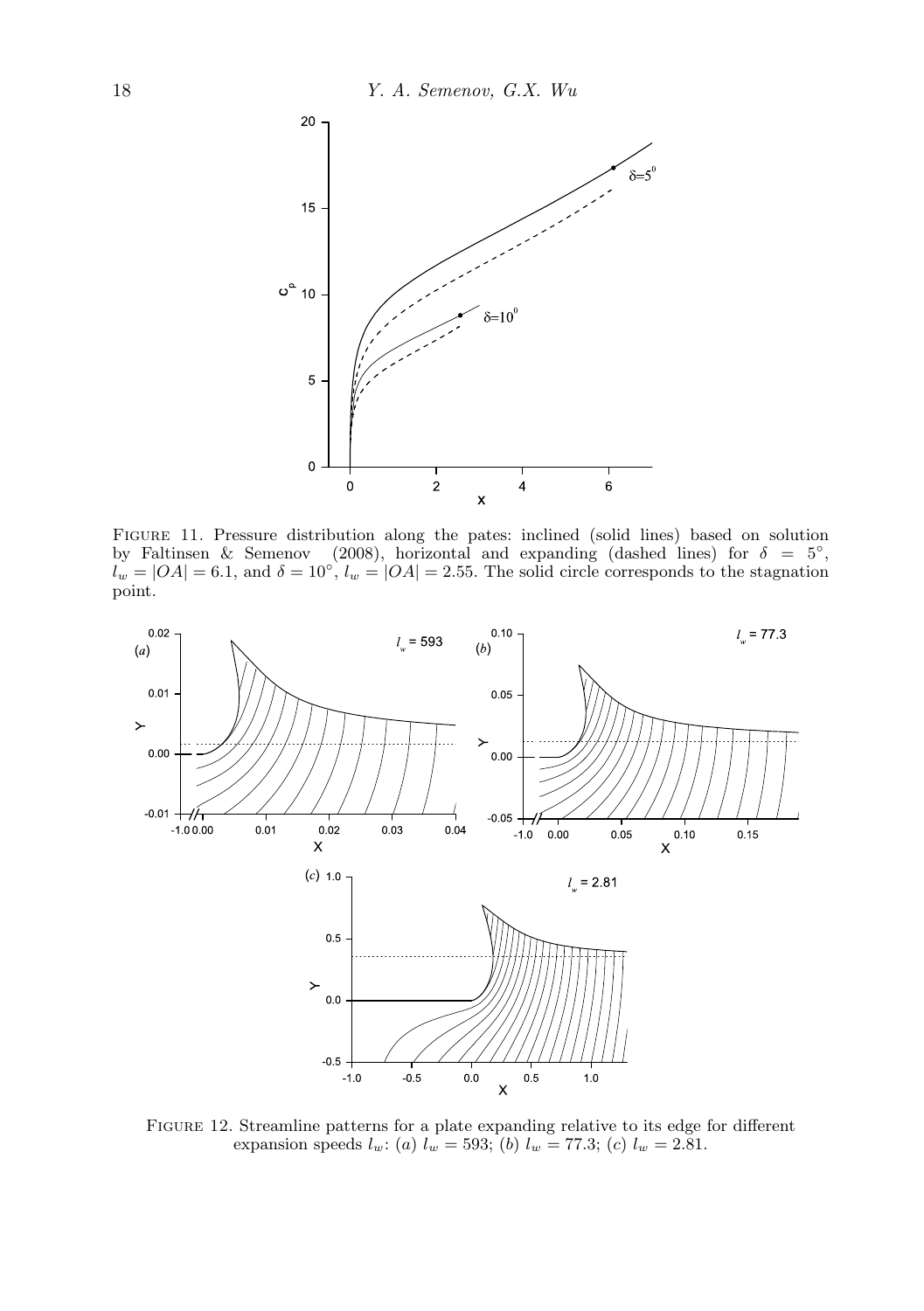FIGURE 11. Pressure distribution along the pates: inclined (solid lines) based on solution by Faltinsen & Semenov (2008), horizontal and expanding (dashed lines) for $\delta = 5^{\circ}$, $l_w = |OA| = 6.1$, and $\delta = 10^{\circ}$, $l_w = |OA| = 2.55$. The solid circle corresponds to the stagnation point.

FIGURE 12. Streamline patterns for a plate expanding relative to its edge for different expansion speeds $l_w$: (*a*) $l_w = 593$; (*b*) $l_w = 77.3$; (*c*) $l_w = 2.81$.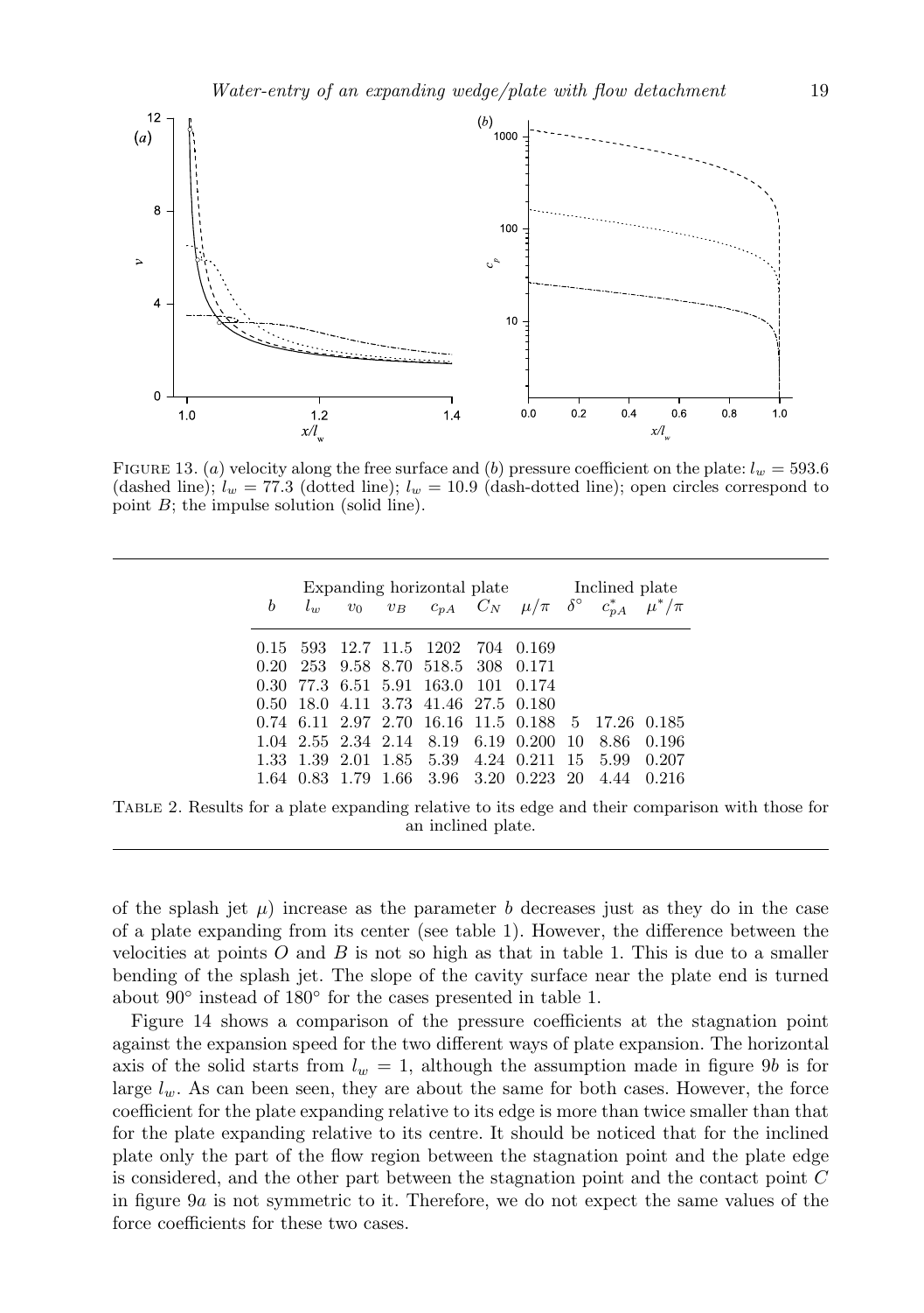FIGURE 13. ($a$) velocity along the free surface and ($b$) pressure coefficient on the plate: $l_w = 593.6$ (dashed line); $l_w = 77.3$ (dotted line); $l_w = 10.9$ (dash-dotted line); open circles correspond to point $B$; the impulse solution (solid line).

| | Expanding horizontal plate | | | | | | Inclined plate | | |
|---|---|---|---|---|---|---|---|---|---|
| $b$ | $l_w$ | $v_0$ | $v_B$ | $c_{pA}$ | $C_N$ | $\mu/\pi$ | $\delta^\circ$ | $c^*_{pA}$ | $\mu^*/\pi$ |
| 0.15 | 593 | 12.7 | 11.5 | 1202 | 704 | 0.169 | | | |
| 0.20 | 253 | 9.58 | 8.70 | 518.5 | 308 | 0.171 | | | |
| 0.30 | 77.3 | 6.51 | 5.91 | 163.0 | 101 | 0.174 | | | |
| 0.50 | 18.0 | 4.11 | 3.73 | 41.46 | 27.5 | 0.180 | | | |
| 0.74 | 6.11 | 2.97 | 2.70 | 16.16 | 11.5 | 0.188 | 5 | 17.26 | 0.185 |
| 1.04 | 2.55 | 2.34 | 2.14 | 8.19 | 6.19 | 0.200 | 10 | 8.86 | 0.196 |
| 1.33 | 1.39 | 2.01 | 1.85 | 5.39 | 4.24 | 0.211 | 15 | 5.99 | 0.207 |
| 1.64 | 0.83 | 1.79 | 1.66 | 3.96 | 3.20 | 0.223 | 20 | 4.44 | 0.216 |

TABLE 2. Results for a plate expanding relative to its edge and their comparison with those for an inclined plate.

of the splash jet $\mu$) increase as the parameter $b$ decreases just as they do in the case of a plate expanding from its center (see table 1). However, the difference between the velocities at points $O$ and $B$ is not so high as that in table 1. This is due to a smaller bending of the splash jet. The slope of the cavity surface near the plate end is turned about $90^\circ$ instead of $180^\circ$ for the cases presented in table 1.

Figure 14 shows a comparison of the pressure coefficients at the stagnation point against the expansion speed for the two different ways of plate expansion. The horizontal axis of the solid starts from $l_w = 1$, although the assumption made in figure 9$b$ is for large $l_w$. As can been seen, they are about the same for both cases. However, the force coefficient for the plate expanding relative to its edge is more than twice smaller than that for the plate expanding relative to its centre. It should be noticed that for the inclined plate only the part of the flow region between the stagnation point and the plate edge is considered, and the other part between the stagnation point and the contact point $C$ in figure 9$a$ is not symmetric to it. Therefore, we do not expect the same values of the force coefficients for these two cases.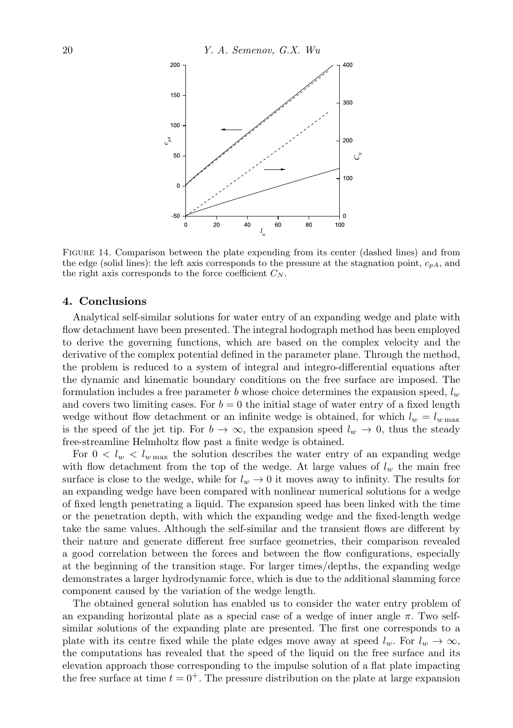FIGURE 14. Comparison between the plate expending from its center (dashed lines) and from the edge (solid lines): the left axis corresponds to the pressure at the stagnation point, $c_{pA}$, and the right axis corresponds to the force coefficient $C_N$.

## 4. Conclusions

Analytical self-similar solutions for water entry of an expanding wedge and plate with flow detachment have been presented. The integral hodograph method has been employed to derive the governing functions, which are based on the complex velocity and the derivative of the complex potential defined in the parameter plane. Through the method, the problem is reduced to a system of integral and integro-differential equations after the dynamic and kinematic boundary conditions on the free surface are imposed. The formulation includes a free parameter $b$ whose choice determines the expansion speed, $l_w$ and covers two limiting cases. For $b = 0$ the initial stage of water entry of a fixed length wedge without flow detachment or an infinite wedge is obtained, for which $l_w = l_{w\max}$ is the speed of the jet tip. For $b \to \infty$, the expansion speed $l_w \to 0$, thus the steady free-streamline Helmholtz flow past a finite wedge is obtained.

For $0 < l_w < l_{w\max}$ the solution describes the water entry of an expanding wedge with flow detachment from the top of the wedge. At large values of $l_w$ the main free surface is close to the wedge, while for $l_w \to 0$ it moves away to infinity. The results for an expanding wedge have been compared with nonlinear numerical solutions for a wedge of fixed length penetrating a liquid. The expansion speed has been linked with the time or the penetration depth, with which the expanding wedge and the fixed-length wedge take the same values. Although the self-similar and the transient flows are different by their nature and generate different free surface geometries, their comparison revealed a good correlation between the forces and between the flow configurations, especially at the beginning of the transition stage. For larger times/depths, the expanding wedge demonstrates a larger hydrodynamic force, which is due to the additional slamming force component caused by the variation of the wedge length.

The obtained general solution has enabled us to consider the water entry problem of an expanding horizontal plate as a special case of a wedge of inner angle $\pi$. Two self-similar solutions of the expanding plate are presented. The first one corresponds to a plate with its centre fixed while the plate edges move away at speed $l_w$. For $l_w \to \infty$, the computations has revealed that the speed of the liquid on the free surface and its elevation approach those corresponding to the impulse solution of a flat plate impacting the free surface at time $t = 0^+$. The pressure distribution on the plate at large expansion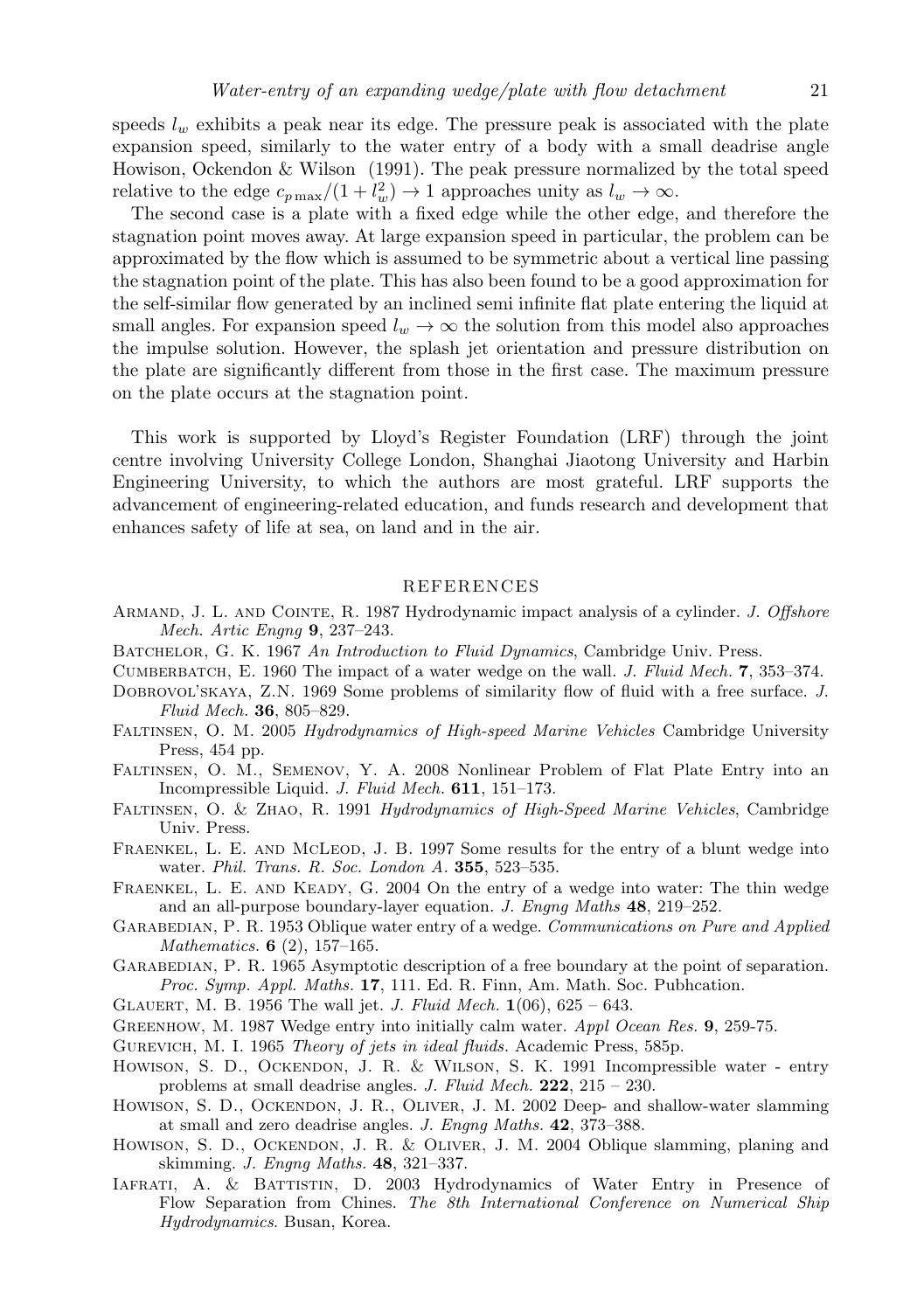speeds $l_w$ exhibits a peak near its edge. The pressure peak is associated with the plate expansion speed, similarly to the water entry of a body with a small deadrise angle Howison, Ockendon & Wilson (1991). The peak pressure normalized by the total speed relative to the edge $c_{p\max}/(1 + l_w^2) \to 1$ approaches unity as $l_w \to \infty$.

The second case is a plate with a fixed edge while the other edge, and therefore the stagnation point moves away. At large expansion speed in particular, the problem can be approximated by the flow which is assumed to be symmetric about a vertical line passing the stagnation point of the plate. This has also been found to be a good approximation for the self-similar flow generated by an inclined semi infinite flat plate entering the liquid at small angles. For expansion speed $l_w \to \infty$ the solution from this model also approaches the impulse solution. However, the splash jet orientation and pressure distribution on the plate are significantly different from those in the first case. The maximum pressure on the plate occurs at the stagnation point.

This work is supported by Lloyd's Register Foundation (LRF) through the joint centre involving University College London, Shanghai Jiaotong University and Harbin Engineering University, to which the authors are most grateful. LRF supports the advancement of engineering-related education, and funds research and development that enhances safety of life at sea, on land and in the air.

## REFERENCES

Armand, J. L. and Cointe, R. 1987 Hydrodynamic impact analysis of a cylinder. *J. Offshore Mech. Artic Engng* **9**, 237–243.

Batchelor, G. K. 1967 *An Introduction to Fluid Dynamics*, Cambridge Univ. Press.

Cumberbatch, E. 1960 The impact of a water wedge on the wall. *J. Fluid Mech.* **7**, 353–374.

Dobrovol'skaya, Z.N. 1969 Some problems of similarity flow of fluid with a free surface. *J. Fluid Mech.* **36**, 805–829.

Faltinsen, O. M. 2005 *Hydrodynamics of High-speed Marine Vehicles* Cambridge University Press, 454 pp.

Faltinsen, O. M., Semenov, Y. A. 2008 Nonlinear Problem of Flat Plate Entry into an Incompressible Liquid. *J. Fluid Mech.* **611**, 151–173.

Faltinsen, O. & Zhao, R. 1991 *Hydrodynamics of High-Speed Marine Vehicles*, Cambridge Univ. Press.

Fraenkel, L. E. and McLeod, J. B. 1997 Some results for the entry of a blunt wedge into water. *Phil. Trans. R. Soc. London A.* **355**, 523–535.

Fraenkel, L. E. and Keady, G. 2004 On the entry of a wedge into water: The thin wedge and an all-purpose boundary-layer equation. *J. Engng Maths* **48**, 219–252.

Garabedian, P. R. 1953 Oblique water entry of a wedge. *Communications on Pure and Applied Mathematics.* **6** (2), 157–165.

Garabedian, P. R. 1965 Asymptotic description of a free boundary at the point of separation. *Proc. Symp. Appl. Maths.* **17**, 111. Ed. R. Finn, Am. Math. Soc. Pubhcation.

Glauert, M. B. 1956 The wall jet. *J. Fluid Mech.* **1**(06), 625 – 643.

Greenhow, M. 1987 Wedge entry into initially calm water. *Appl Ocean Res.* **9**, 259-75.

Gurevich, M. I. 1965 *Theory of jets in ideal fluids*. Academic Press, 585p.

Howison, S. D., Ockendon, J. R. & Wilson, S. K. 1991 Incompressible water - entry problems at small deadrise angles. *J. Fluid Mech.* **222**, 215 – 230.

Howison, S. D., Ockendon, J. R., Oliver, J. M. 2002 Deep- and shallow-water slamming at small and zero deadrise angles. *J. Engng Maths.* **42**, 373–388.

Howison, S. D., Ockendon, J. R. & Oliver, J. M. 2004 Oblique slamming, planing and skimming. *J. Engng Maths.* **48**, 321–337.

Iafrati, A. & Battistin, D. 2003 Hydrodynamics of Water Entry in Presence of Flow Separation from Chines. *The 8th International Conference on Numerical Ship Hydrodynamics*. Busan, Korea.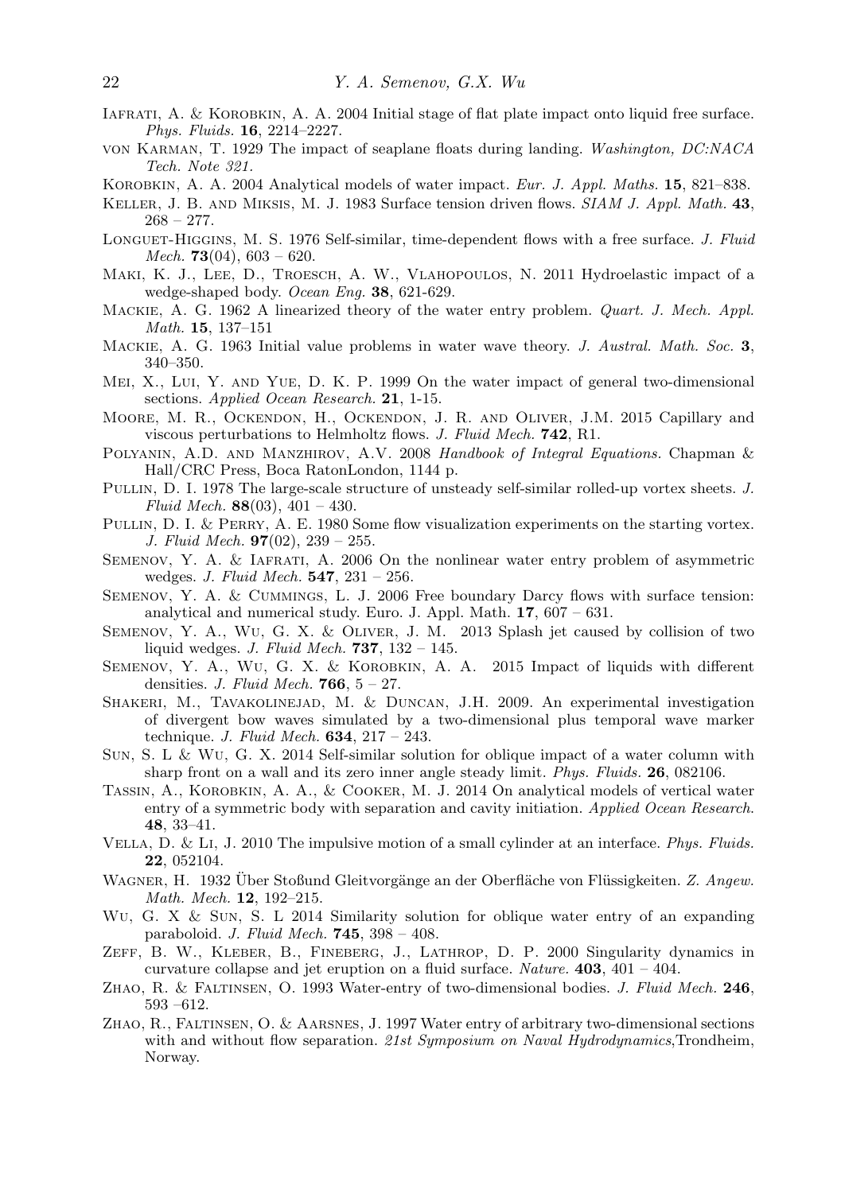Iafrati, A. & Korobkin, A. A. 2004 Initial stage of flat plate impact onto liquid free surface. *Phys. Fluids.* **16**, 2214–2227.

von Karman, T. 1929 The impact of seaplane floats during landing. *Washington, DC:NACA Tech. Note 321.*

Korobkin, A. A. 2004 Analytical models of water impact. *Eur. J. Appl. Maths.* **15**, 821–838.

Keller, J. B. and Miksis, M. J. 1983 Surface tension driven flows. *SIAM J. Appl. Math.* **43**, 268 – 277.

Longuet-Higgins, M. S. 1976 Self-similar, time-dependent flows with a free surface. *J. Fluid Mech.* **73**(04), 603 – 620.

Maki, K. J., Lee, D., Troesch, A. W., Vlahopoulos, N. 2011 Hydroelastic impact of a wedge-shaped body. *Ocean Eng.* **38**, 621-629.

Mackie, A. G. 1962 A linearized theory of the water entry problem. *Quart. J. Mech. Appl. Math.* **15**, 137–151

Mackie, A. G. 1963 Initial value problems in water wave theory. *J. Austral. Math. Soc.* **3**, 340–350.

Mei, X., Lui, Y. and Yue, D. K. P. 1999 On the water impact of general two-dimensional sections. *Applied Ocean Research.* **21**, 1-15.

Moore, M. R., Ockendon, H., Ockendon, J. R. and Oliver, J.M. 2015 Capillary and viscous perturbations to Helmholtz flows. *J. Fluid Mech.* **742**, R1.

Polyanin, A.D. and Manzhirov, A.V. 2008 *Handbook of Integral Equations.* Chapman & Hall/CRC Press, Boca RatonLondon, 1144 p.

Pullin, D. I. 1978 The large-scale structure of unsteady self-similar rolled-up vortex sheets. *J. Fluid Mech.* **88**(03), 401 – 430.

Pullin, D. I. & Perry, A. E. 1980 Some flow visualization experiments on the starting vortex. *J. Fluid Mech.* **97**(02), 239 – 255.

Semenov, Y. A. & Iafrati, A. 2006 On the nonlinear water entry problem of asymmetric wedges. *J. Fluid Mech.* **547**, 231 – 256.

Semenov, Y. A. & Cummings, L. J. 2006 Free boundary Darcy flows with surface tension: analytical and numerical study. Euro. J. Appl. Math. **17**, 607 – 631.

Semenov, Y. A., Wu, G. X. & Oliver, J. M. 2013 Splash jet caused by collision of two liquid wedges. *J. Fluid Mech.* **737**, 132 – 145.

Semenov, Y. A., Wu, G. X. & Korobkin, A. A. 2015 Impact of liquids with different densities. *J. Fluid Mech.* **766**, 5 – 27.

Shakeri, M., Tavakolinejad, M. & Duncan, J.H. 2009. An experimental investigation of divergent bow waves simulated by a two-dimensional plus temporal wave marker technique. *J. Fluid Mech.* **634**, 217 – 243.

Sun, S. L & Wu, G. X. 2014 Self-similar solution for oblique impact of a water column with sharp front on a wall and its zero inner angle steady limit. *Phys. Fluids.* **26**, 082106.

Tassin, A., Korobkin, A. A., & Cooker, M. J. 2014 On analytical models of vertical water entry of a symmetric body with separation and cavity initiation. *Applied Ocean Research.* **48**, 33–41.

Vella, D. & Li, J. 2010 The impulsive motion of a small cylinder at an interface. *Phys. Fluids.* **22**, 052104.

Wagner, H. 1932 Über Stoßund Gleitvorgänge an der Oberfläche von Flüssigkeiten. *Z. Angew. Math. Mech.* **12**, 192–215.

Wu, G. X & Sun, S. L 2014 Similarity solution for oblique water entry of an expanding paraboloid. *J. Fluid Mech.* **745**, 398 – 408.

Zeff, B. W., Kleber, B., Fineberg, J., Lathrop, D. P. 2000 Singularity dynamics in curvature collapse and jet eruption on a fluid surface. *Nature.* **403**, 401 – 404.

Zhao, R. & Faltinsen, O. 1993 Water-entry of two-dimensional bodies. *J. Fluid Mech.* **246**, 593 –612.

Zhao, R., Faltinsen, O. & Aarsnes, J. 1997 Water entry of arbitrary two-dimensional sections with and without flow separation. *21st Symposium on Naval Hydrodynamics*,Trondheim, Norway.